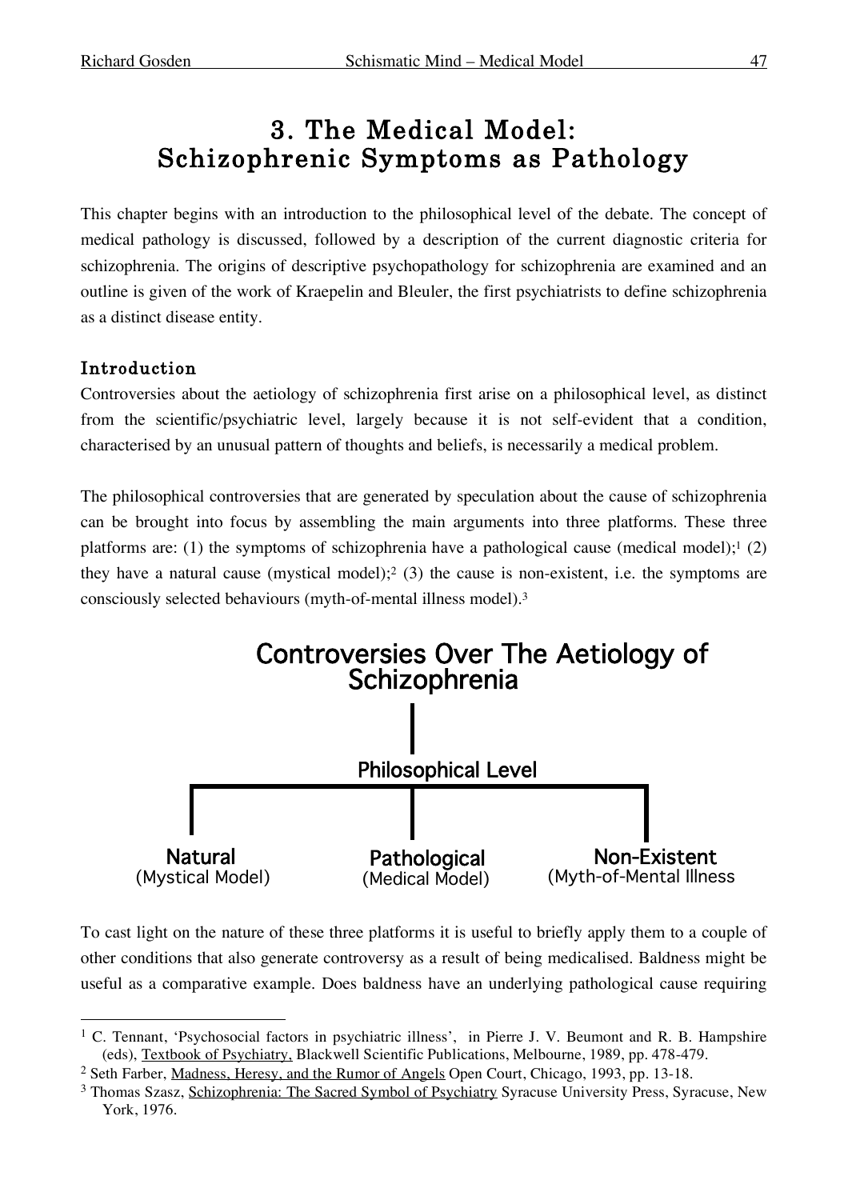# 3. The Medical Model: Schizophrenic Symptoms as Pathology

This chapter begins with an introduction to the philosophical level of the debate. The concept of medical pathology is discussed, followed by a description of the current diagnostic criteria for schizophrenia. The origins of descriptive psychopathology for schizophrenia are examined and an outline is given of the work of Kraepelin and Bleuler, the first psychiatrists to define schizophrenia as a distinct disease entity.

## Introduction

Controversies about the aetiology of schizophrenia first arise on a philosophical level, as distinct from the scientific/psychiatric level, largely because it is not self-evident that a condition, characterised by an unusual pattern of thoughts and beliefs, is necessarily a medical problem.

The philosophical controversies that are generated by speculation about the cause of schizophrenia can be brought into focus by assembling the main arguments into three platforms. These three platforms are: (1) the symptoms of schizophrenia have a pathological cause (medical model);[1] (2) they have a natural cause (mystical model);[2] (3) the cause is non-existent, i.e. the symptoms are consciously selected behaviours (myth-of-mental illness model).[3]

**Controversies Over The Aetiology of Schizophrenia**

**Philosophical Level**

| **Natural** (Mystical Model) | **Pathological** (Medical Model) | **Non-Existent** (Myth-of-Mental Illness |
|---|---|---|

To cast light on the nature of these three platforms it is useful to briefly apply them to a couple of other conditions that also generate controversy as a result of being medicalised. Baldness might be useful as a comparative example. Does baldness have an underlying pathological cause requiring

---

[1] C. Tennant, 'Psychosocial factors in psychiatric illness', in Pierre J. V. Beumont and R. B. Hampshire (eds), Textbook of Psychiatry, Blackwell Scientific Publications, Melbourne, 1989, pp. 478-479.

[2] Seth Farber, Madness, Heresy, and the Rumor of Angels Open Court, Chicago, 1993, pp. 13-18.

[3] Thomas Szasz, Schizophrenia: The Sacred Symbol of Psychiatry Syracuse University Press, Syracuse, New York, 1976.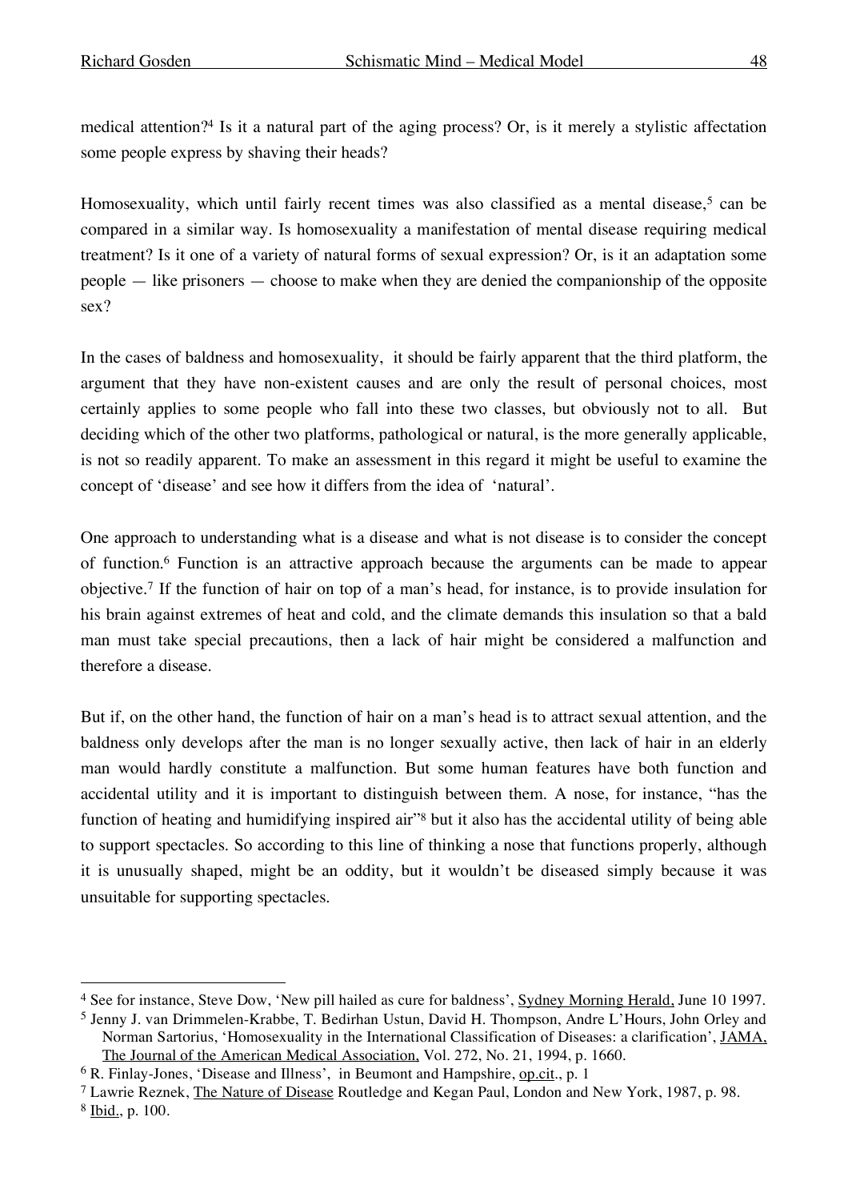medical attention?[4] Is it a natural part of the aging process? Or, is it merely a stylistic affectation some people express by shaving their heads?

Homosexuality, which until fairly recent times was also classified as a mental disease,[5] can be compared in a similar way. Is homosexuality a manifestation of mental disease requiring medical treatment? Is it one of a variety of natural forms of sexual expression? Or, is it an adaptation some people — like prisoners — choose to make when they are denied the companionship of the opposite sex?

In the cases of baldness and homosexuality, it should be fairly apparent that the third platform, the argument that they have non-existent causes and are only the result of personal choices, most certainly applies to some people who fall into these two classes, but obviously not to all. But deciding which of the other two platforms, pathological or natural, is the more generally applicable, is not so readily apparent. To make an assessment in this regard it might be useful to examine the concept of 'disease' and see how it differs from the idea of 'natural'.

One approach to understanding what is a disease and what is not disease is to consider the concept of function.[6] Function is an attractive approach because the arguments can be made to appear objective.[7] If the function of hair on top of a man's head, for instance, is to provide insulation for his brain against extremes of heat and cold, and the climate demands this insulation so that a bald man must take special precautions, then a lack of hair might be considered a malfunction and therefore a disease.

But if, on the other hand, the function of hair on a man's head is to attract sexual attention, and the baldness only develops after the man is no longer sexually active, then lack of hair in an elderly man would hardly constitute a malfunction. But some human features have both function and accidental utility and it is important to distinguish between them. A nose, for instance, "has the function of heating and humidifying inspired air"[8] but it also has the accidental utility of being able to support spectacles. So according to this line of thinking a nose that functions properly, although it is unusually shaped, might be an oddity, but it wouldn't be diseased simply because it was unsuitable for supporting spectacles.

---

[4] See for instance, Steve Dow, 'New pill hailed as cure for baldness', Sydney Morning Herald, June 10 1997.

[5] Jenny J. van Drimmelen-Krabbe, T. Bedirhan Ustun, David H. Thompson, Andre L'Hours, John Orley and Norman Sartorius, 'Homosexuality in the International Classification of Diseases: a clarification', JAMA, The Journal of the American Medical Association, Vol. 272, No. 21, 1994, p. 1660.

[6] R. Finlay-Jones, 'Disease and Illness', in Beumont and Hampshire, op.cit., p. 1

[7] Lawrie Reznek, The Nature of Disease Routledge and Kegan Paul, London and New York, 1987, p. 98.

[8] Ibid., p. 100.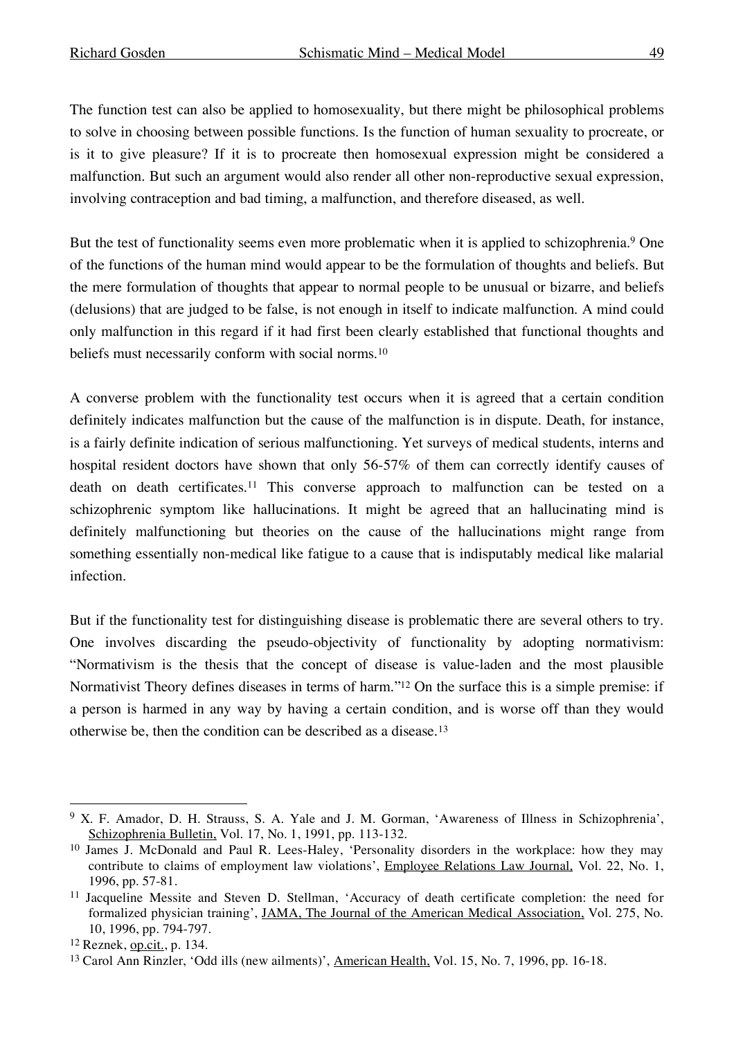The function test can also be applied to homosexuality, but there might be philosophical problems to solve in choosing between possible functions. Is the function of human sexuality to procreate, or is it to give pleasure? If it is to procreate then homosexual expression might be considered a malfunction. But such an argument would also render all other non-reproductive sexual expression, involving contraception and bad timing, a malfunction, and therefore diseased, as well.

But the test of functionality seems even more problematic when it is applied to schizophrenia.[9] One of the functions of the human mind would appear to be the formulation of thoughts and beliefs. But the mere formulation of thoughts that appear to normal people to be unusual or bizarre, and beliefs (delusions) that are judged to be false, is not enough in itself to indicate malfunction. A mind could only malfunction in this regard if it had first been clearly established that functional thoughts and beliefs must necessarily conform with social norms.[10]

A converse problem with the functionality test occurs when it is agreed that a certain condition definitely indicates malfunction but the cause of the malfunction is in dispute. Death, for instance, is a fairly definite indication of serious malfunctioning. Yet surveys of medical students, interns and hospital resident doctors have shown that only 56-57% of them can correctly identify causes of death on death certificates.[11] This converse approach to malfunction can be tested on a schizophrenic symptom like hallucinations. It might be agreed that an hallucinating mind is definitely malfunctioning but theories on the cause of the hallucinations might range from something essentially non-medical like fatigue to a cause that is indisputably medical like malarial infection.

But if the functionality test for distinguishing disease is problematic there are several others to try. One involves discarding the pseudo-objectivity of functionality by adopting normativism: "Normativism is the thesis that the concept of disease is value-laden and the most plausible Normativist Theory defines diseases in terms of harm."[12] On the surface this is a simple premise: if a person is harmed in any way by having a certain condition, and is worse off than they would otherwise be, then the condition can be described as a disease.[13]

---

[9] X. F. Amador, D. H. Strauss, S. A. Yale and J. M. Gorman, 'Awareness of Illness in Schizophrenia', Schizophrenia Bulletin, Vol. 17, No. 1, 1991, pp. 113-132.

[10] James J. McDonald and Paul R. Lees-Haley, 'Personality disorders in the workplace: how they may contribute to claims of employment law violations', Employee Relations Law Journal, Vol. 22, No. 1, 1996, pp. 57-81.

[11] Jacqueline Messite and Steven D. Stellman, 'Accuracy of death certificate completion: the need for formalized physician training', JAMA, The Journal of the American Medical Association, Vol. 275, No. 10, 1996, pp. 794-797.

[12] Reznek, op.cit., p. 134.

[13] Carol Ann Rinzler, 'Odd ills (new ailments)', American Health, Vol. 15, No. 7, 1996, pp. 16-18.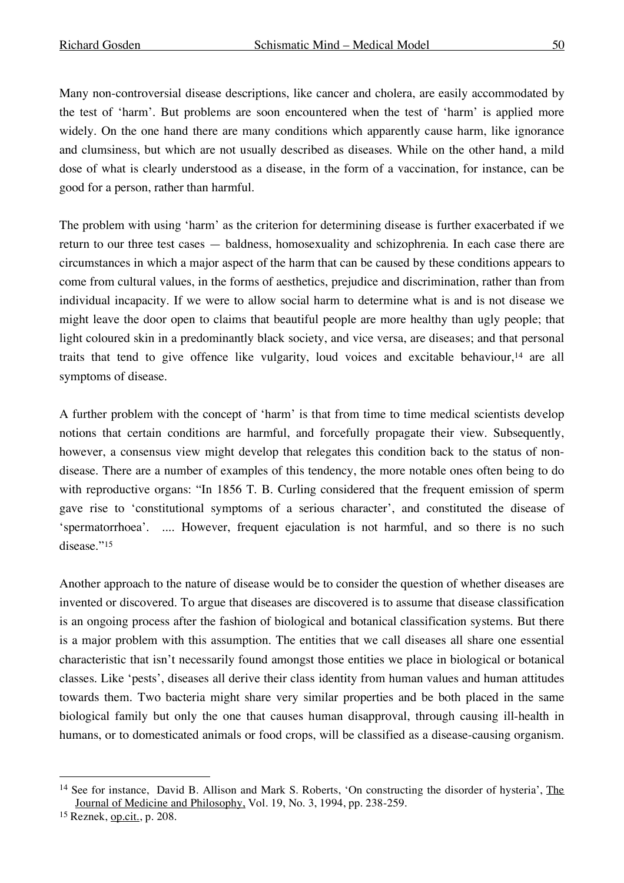Many non-controversial disease descriptions, like cancer and cholera, are easily accommodated by the test of 'harm'. But problems are soon encountered when the test of 'harm' is applied more widely. On the one hand there are many conditions which apparently cause harm, like ignorance and clumsiness, but which are not usually described as diseases. While on the other hand, a mild dose of what is clearly understood as a disease, in the form of a vaccination, for instance, can be good for a person, rather than harmful.

The problem with using 'harm' as the criterion for determining disease is further exacerbated if we return to our three test cases — baldness, homosexuality and schizophrenia. In each case there are circumstances in which a major aspect of the harm that can be caused by these conditions appears to come from cultural values, in the forms of aesthetics, prejudice and discrimination, rather than from individual incapacity. If we were to allow social harm to determine what is and is not disease we might leave the door open to claims that beautiful people are more healthy than ugly people; that light coloured skin in a predominantly black society, and vice versa, are diseases; and that personal traits that tend to give offence like vulgarity, loud voices and excitable behaviour,[14] are all symptoms of disease.

A further problem with the concept of 'harm' is that from time to time medical scientists develop notions that certain conditions are harmful, and forcefully propagate their view. Subsequently, however, a consensus view might develop that relegates this condition back to the status of non-disease. There are a number of examples of this tendency, the more notable ones often being to do with reproductive organs: "In 1856 T. B. Curling considered that the frequent emission of sperm gave rise to 'constitutional symptoms of a serious character', and constituted the disease of 'spermatorrhoea'. .... However, frequent ejaculation is not harmful, and so there is no such disease."[15]

Another approach to the nature of disease would be to consider the question of whether diseases are invented or discovered. To argue that diseases are discovered is to assume that disease classification is an ongoing process after the fashion of biological and botanical classification systems. But there is a major problem with this assumption. The entities that we call diseases all share one essential characteristic that isn't necessarily found amongst those entities we place in biological or botanical classes. Like 'pests', diseases all derive their class identity from human values and human attitudes towards them. Two bacteria might share very similar properties and be both placed in the same biological family but only the one that causes human disapproval, through causing ill-health in humans, or to domesticated animals or food crops, will be classified as a disease-causing organism.

---

[14] See for instance, David B. Allison and Mark S. Roberts, 'On constructing the disorder of hysteria', The Journal of Medicine and Philosophy, Vol. 19, No. 3, 1994, pp. 238-259.

[15] Reznek, op.cit., p. 208.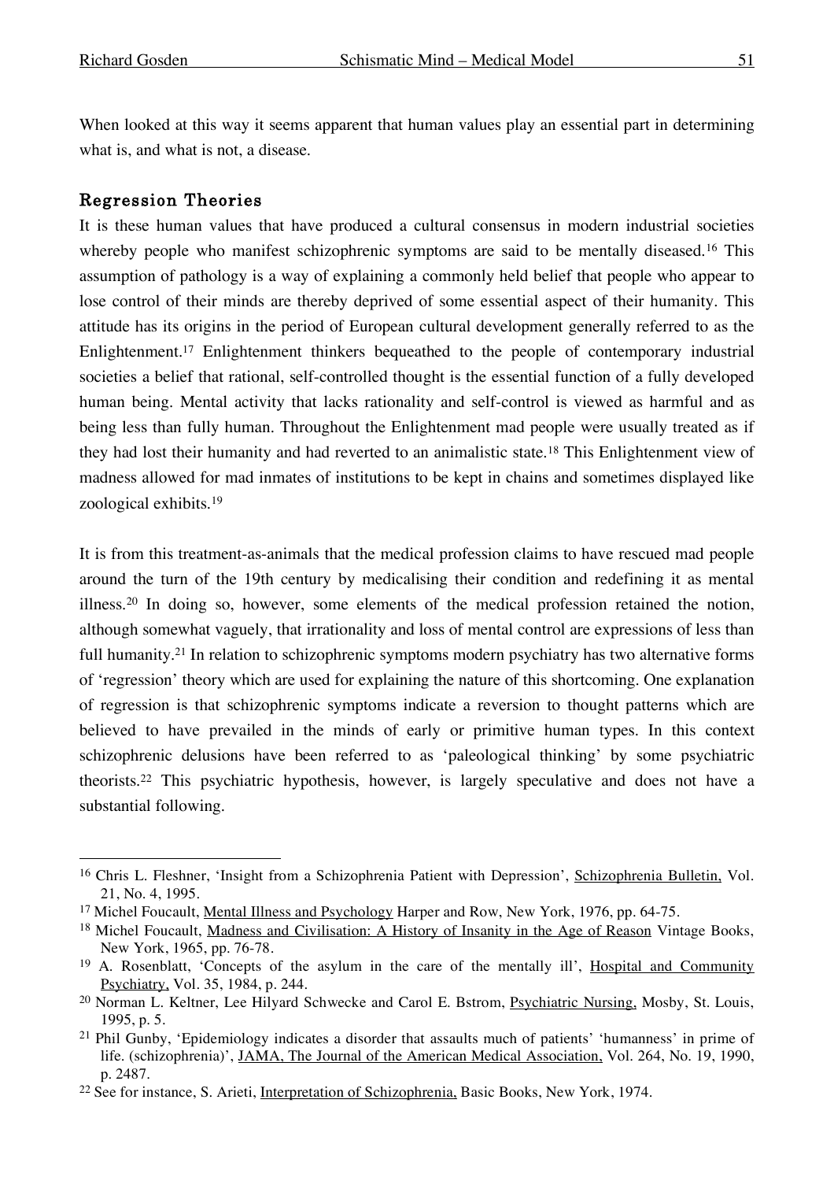When looked at this way it seems apparent that human values play an essential part in determining what is, and what is not, a disease.

### Regression Theories

It is these human values that have produced a cultural consensus in modern industrial societies whereby people who manifest schizophrenic symptoms are said to be mentally diseased.[16] This assumption of pathology is a way of explaining a commonly held belief that people who appear to lose control of their minds are thereby deprived of some essential aspect of their humanity. This attitude has its origins in the period of European cultural development generally referred to as the Enlightenment.[17] Enlightenment thinkers bequeathed to the people of contemporary industrial societies a belief that rational, self-controlled thought is the essential function of a fully developed human being. Mental activity that lacks rationality and self-control is viewed as harmful and as being less than fully human. Throughout the Enlightenment mad people were usually treated as if they had lost their humanity and had reverted to an animalistic state.[18] This Enlightenment view of madness allowed for mad inmates of institutions to be kept in chains and sometimes displayed like zoological exhibits.[19]

It is from this treatment-as-animals that the medical profession claims to have rescued mad people around the turn of the 19th century by medicalising their condition and redefining it as mental illness.[20] In doing so, however, some elements of the medical profession retained the notion, although somewhat vaguely, that irrationality and loss of mental control are expressions of less than full humanity.[21] In relation to schizophrenic symptoms modern psychiatry has two alternative forms of 'regression' theory which are used for explaining the nature of this shortcoming. One explanation of regression is that schizophrenic symptoms indicate a reversion to thought patterns which are believed to have prevailed in the minds of early or primitive human types. In this context schizophrenic delusions have been referred to as 'paleological thinking' by some psychiatric theorists.[22] This psychiatric hypothesis, however, is largely speculative and does not have a substantial following.

---

[16] Chris L. Fleshner, 'Insight from a Schizophrenia Patient with Depression', Schizophrenia Bulletin, Vol. 21, No. 4, 1995.

[17] Michel Foucault, Mental Illness and Psychology Harper and Row, New York, 1976, pp. 64-75.

[18] Michel Foucault, Madness and Civilisation: A History of Insanity in the Age of Reason Vintage Books, New York, 1965, pp. 76-78.

[19] A. Rosenblatt, 'Concepts of the asylum in the care of the mentally ill', Hospital and Community Psychiatry, Vol. 35, 1984, p. 244.

[20] Norman L. Keltner, Lee Hilyard Schwecke and Carol E. Bstrom, Psychiatric Nursing, Mosby, St. Louis, 1995, p. 5.

[21] Phil Gunby, 'Epidemiology indicates a disorder that assaults much of patients' 'humanness' in prime of life. (schizophrenia)', JAMA, The Journal of the American Medical Association, Vol. 264, No. 19, 1990, p. 2487.

[22] See for instance, S. Arieti, Interpretation of Schizophrenia, Basic Books, New York, 1974.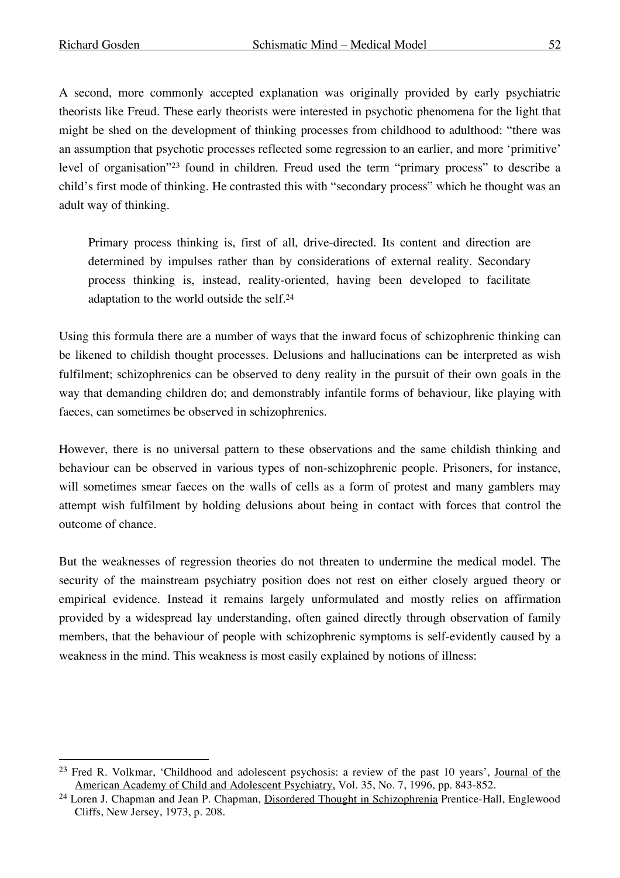A second, more commonly accepted explanation was originally provided by early psychiatric theorists like Freud. These early theorists were interested in psychotic phenomena for the light that might be shed on the development of thinking processes from childhood to adulthood: "there was an assumption that psychotic processes reflected some regression to an earlier, and more 'primitive' level of organisation"[23] found in children. Freud used the term "primary process" to describe a child's first mode of thinking. He contrasted this with "secondary process" which he thought was an adult way of thinking.

> Primary process thinking is, first of all, drive-directed. Its content and direction are determined by impulses rather than by considerations of external reality. Secondary process thinking is, instead, reality-oriented, having been developed to facilitate adaptation to the world outside the self.[24]

Using this formula there are a number of ways that the inward focus of schizophrenic thinking can be likened to childish thought processes. Delusions and hallucinations can be interpreted as wish fulfilment; schizophrenics can be observed to deny reality in the pursuit of their own goals in the way that demanding children do; and demonstrably infantile forms of behaviour, like playing with faeces, can sometimes be observed in schizophrenics.

However, there is no universal pattern to these observations and the same childish thinking and behaviour can be observed in various types of non-schizophrenic people. Prisoners, for instance, will sometimes smear faeces on the walls of cells as a form of protest and many gamblers may attempt wish fulfilment by holding delusions about being in contact with forces that control the outcome of chance.

But the weaknesses of regression theories do not threaten to undermine the medical model. The security of the mainstream psychiatry position does not rest on either closely argued theory or empirical evidence. Instead it remains largely unformulated and mostly relies on affirmation provided by a widespread lay understanding, often gained directly through observation of family members, that the behaviour of people with schizophrenic symptoms is self-evidently caused by a weakness in the mind. This weakness is most easily explained by notions of illness:

---

[23] Fred R. Volkmar, 'Childhood and adolescent psychosis: a review of the past 10 years', Journal of the American Academy of Child and Adolescent Psychiatry, Vol. 35, No. 7, 1996, pp. 843-852.

[24] Loren J. Chapman and Jean P. Chapman, Disordered Thought in Schizophrenia Prentice-Hall, Englewood Cliffs, New Jersey, 1973, p. 208.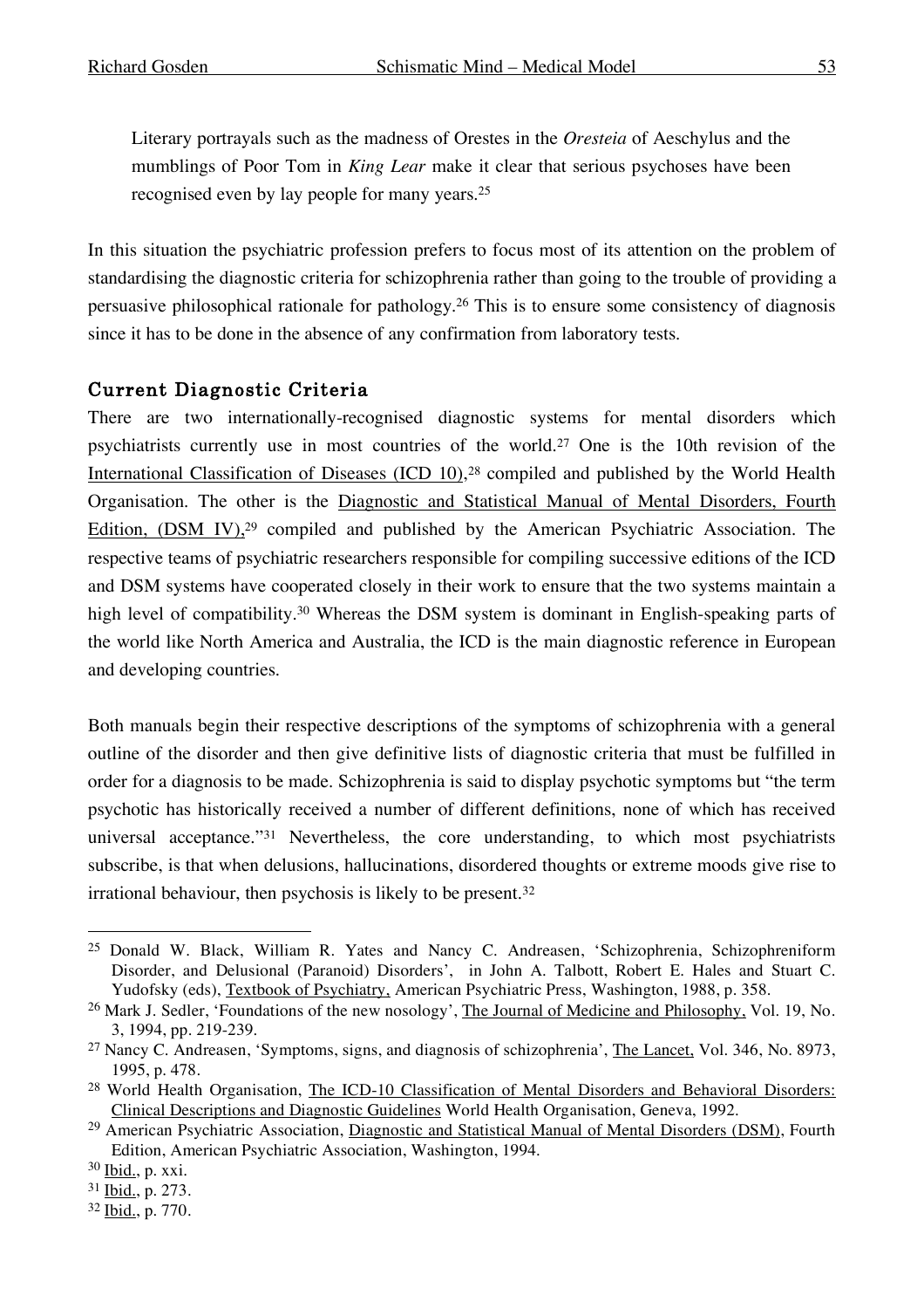> Literary portrayals such as the madness of Orestes in the *Oresteia* of Aeschylus and the mumblings of Poor Tom in *King Lear* make it clear that serious psychoses have been recognised even by lay people for many years.[25]

In this situation the psychiatric profession prefers to focus most of its attention on the problem of standardising the diagnostic criteria for schizophrenia rather than going to the trouble of providing a persuasive philosophical rationale for pathology.[26] This is to ensure some consistency of diagnosis since it has to be done in the absence of any confirmation from laboratory tests.

## Current Diagnostic Criteria

There are two internationally-recognised diagnostic systems for mental disorders which psychiatrists currently use in most countries of the world.[27] One is the 10th revision of the International Classification of Diseases (ICD 10),[28] compiled and published by the World Health Organisation. The other is the Diagnostic and Statistical Manual of Mental Disorders, Fourth Edition, (DSM IV),[29] compiled and published by the American Psychiatric Association. The respective teams of psychiatric researchers responsible for compiling successive editions of the ICD and DSM systems have cooperated closely in their work to ensure that the two systems maintain a high level of compatibility.[30] Whereas the DSM system is dominant in English-speaking parts of the world like North America and Australia, the ICD is the main diagnostic reference in European and developing countries.

Both manuals begin their respective descriptions of the symptoms of schizophrenia with a general outline of the disorder and then give definitive lists of diagnostic criteria that must be fulfilled in order for a diagnosis to be made. Schizophrenia is said to display psychotic symptoms but "the term psychotic has historically received a number of different definitions, none of which has received universal acceptance."[31] Nevertheless, the core understanding, to which most psychiatrists subscribe, is that when delusions, hallucinations, disordered thoughts or extreme moods give rise to irrational behaviour, then psychosis is likely to be present.[32]

---

[25] Donald W. Black, William R. Yates and Nancy C. Andreasen, 'Schizophrenia, Schizophreniform Disorder, and Delusional (Paranoid) Disorders', in John A. Talbott, Robert E. Hales and Stuart C. Yudofsky (eds), Textbook of Psychiatry, American Psychiatric Press, Washington, 1988, p. 358.

[26] Mark J. Sedler, 'Foundations of the new nosology', The Journal of Medicine and Philosophy, Vol. 19, No. 3, 1994, pp. 219-239.

[27] Nancy C. Andreasen, 'Symptoms, signs, and diagnosis of schizophrenia', The Lancet, Vol. 346, No. 8973, 1995, p. 478.

[28] World Health Organisation, The ICD-10 Classification of Mental Disorders and Behavioral Disorders: Clinical Descriptions and Diagnostic Guidelines World Health Organisation, Geneva, 1992.

[29] American Psychiatric Association, Diagnostic and Statistical Manual of Mental Disorders (DSM), Fourth Edition, American Psychiatric Association, Washington, 1994.

[30] Ibid., p. xxi.

[31] Ibid., p. 273.

[32] Ibid., p. 770.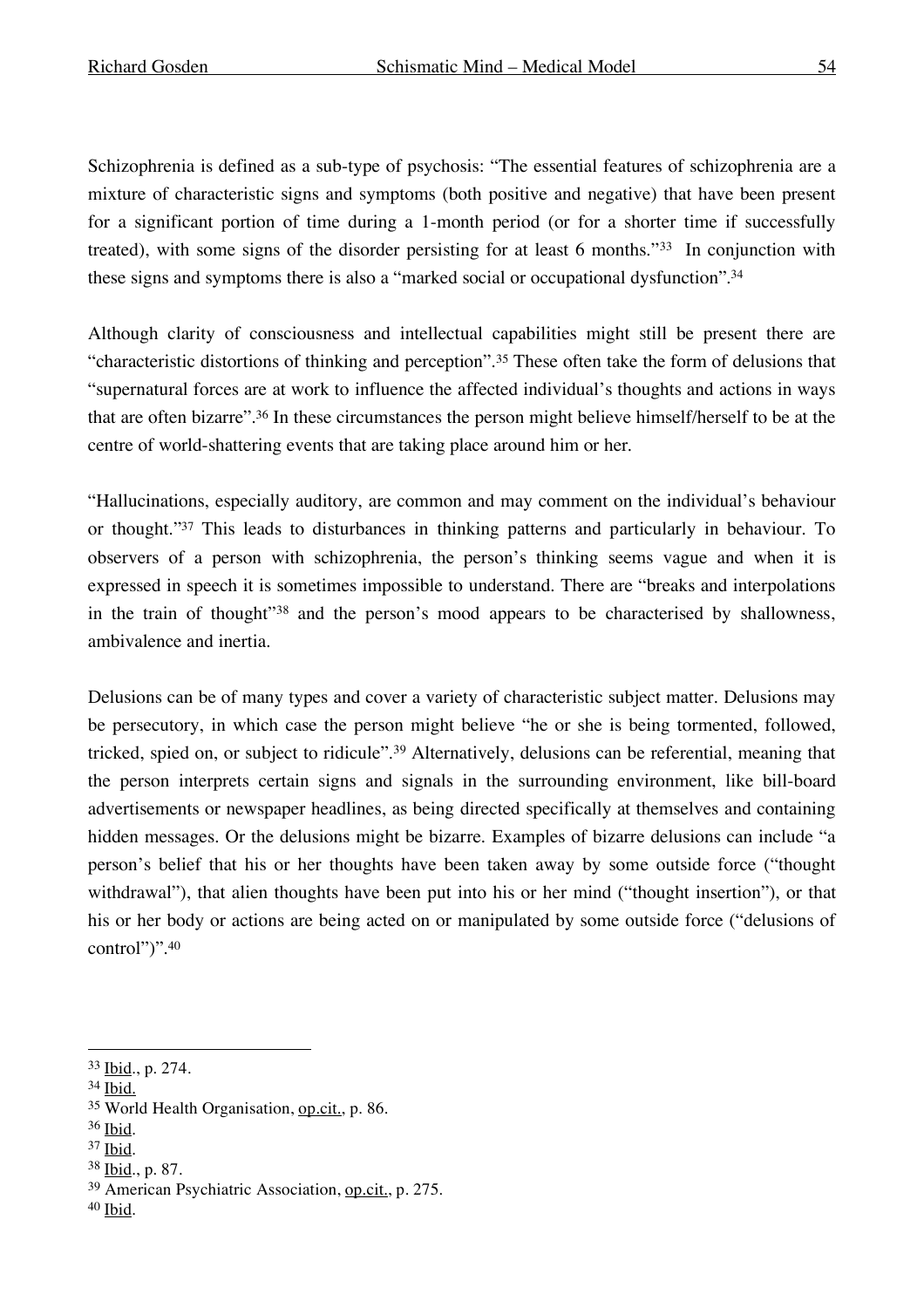Schizophrenia is defined as a sub-type of psychosis: "The essential features of schizophrenia are a mixture of characteristic signs and symptoms (both positive and negative) that have been present for a significant portion of time during a 1-month period (or for a shorter time if successfully treated), with some signs of the disorder persisting for at least 6 months."[33] In conjunction with these signs and symptoms there is also a "marked social or occupational dysfunction".[34]

Although clarity of consciousness and intellectual capabilities might still be present there are "characteristic distortions of thinking and perception".[35] These often take the form of delusions that "supernatural forces are at work to influence the affected individual's thoughts and actions in ways that are often bizarre".[36] In these circumstances the person might believe himself/herself to be at the centre of world-shattering events that are taking place around him or her.

"Hallucinations, especially auditory, are common and may comment on the individual's behaviour or thought."[37] This leads to disturbances in thinking patterns and particularly in behaviour. To observers of a person with schizophrenia, the person's thinking seems vague and when it is expressed in speech it is sometimes impossible to understand. There are "breaks and interpolations in the train of thought"[38] and the person's mood appears to be characterised by shallowness, ambivalence and inertia.

Delusions can be of many types and cover a variety of characteristic subject matter. Delusions may be persecutory, in which case the person might believe "he or she is being tormented, followed, tricked, spied on, or subject to ridicule".[39] Alternatively, delusions can be referential, meaning that the person interprets certain signs and signals in the surrounding environment, like bill-board advertisements or newspaper headlines, as being directed specifically at themselves and containing hidden messages. Or the delusions might be bizarre. Examples of bizarre delusions can include "a person's belief that his or her thoughts have been taken away by some outside force ("thought withdrawal"), that alien thoughts have been put into his or her mind ("thought insertion"), or that his or her body or actions are being acted on or manipulated by some outside force ("delusions of control")".[40]

---

[33] Ibid., p. 274.

[34] Ibid.

[35] World Health Organisation, op.cit., p. 86.

[36] Ibid.

[37] Ibid.

[38] Ibid., p. 87.

[39] American Psychiatric Association, op.cit., p. 275.

[40] Ibid.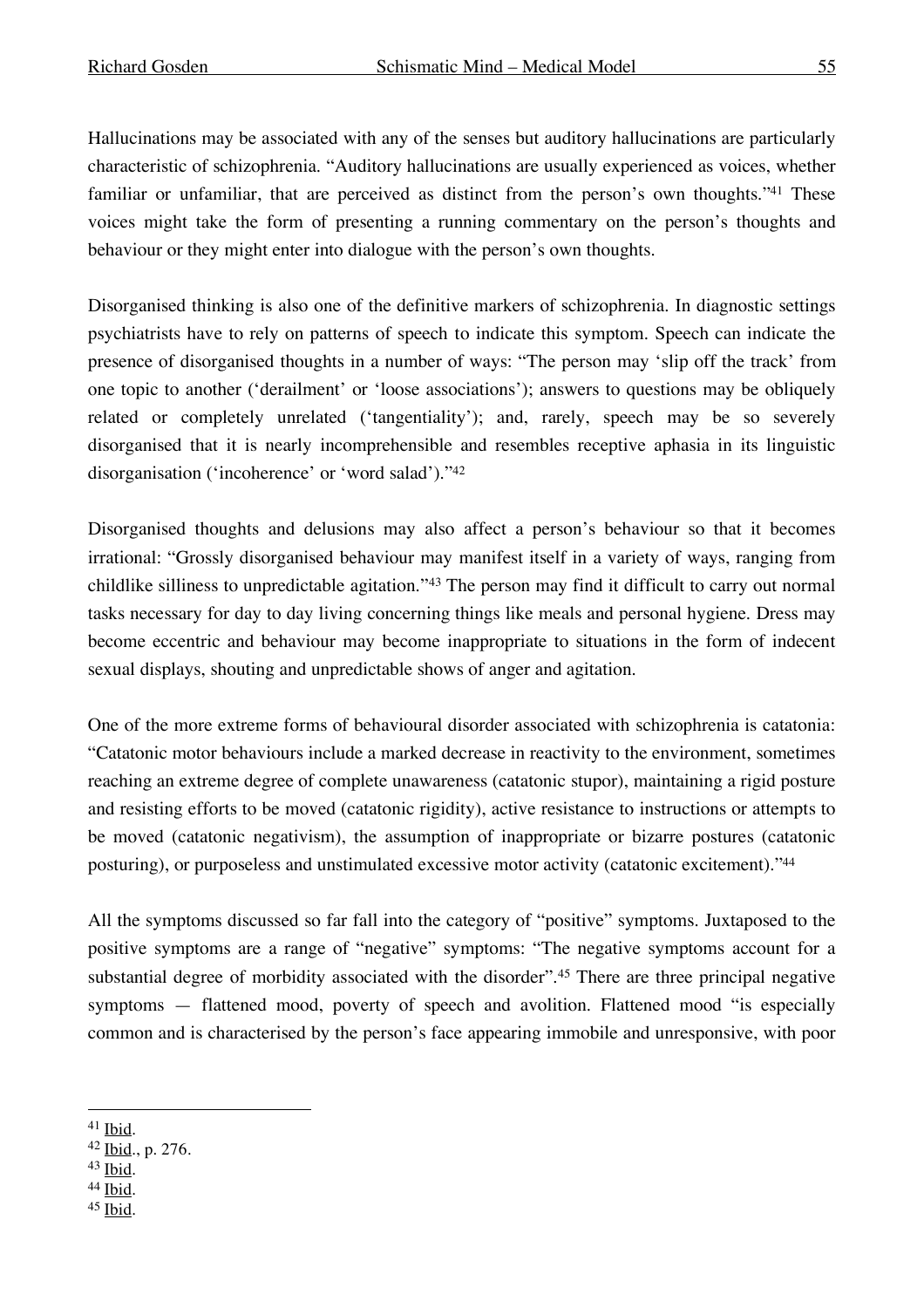Hallucinations may be associated with any of the senses but auditory hallucinations are particularly characteristic of schizophrenia. "Auditory hallucinations are usually experienced as voices, whether familiar or unfamiliar, that are perceived as distinct from the person's own thoughts."[41] These voices might take the form of presenting a running commentary on the person's thoughts and behaviour or they might enter into dialogue with the person's own thoughts.

Disorganised thinking is also one of the definitive markers of schizophrenia. In diagnostic settings psychiatrists have to rely on patterns of speech to indicate this symptom. Speech can indicate the presence of disorganised thoughts in a number of ways: "The person may 'slip off the track' from one topic to another ('derailment' or 'loose associations'); answers to questions may be obliquely related or completely unrelated ('tangentiality'); and, rarely, speech may be so severely disorganised that it is nearly incomprehensible and resembles receptive aphasia in its linguistic disorganisation ('incoherence' or 'word salad')."[42]

Disorganised thoughts and delusions may also affect a person's behaviour so that it becomes irrational: "Grossly disorganised behaviour may manifest itself in a variety of ways, ranging from childlike silliness to unpredictable agitation."[43] The person may find it difficult to carry out normal tasks necessary for day to day living concerning things like meals and personal hygiene. Dress may become eccentric and behaviour may become inappropriate to situations in the form of indecent sexual displays, shouting and unpredictable shows of anger and agitation.

One of the more extreme forms of behavioural disorder associated with schizophrenia is catatonia: "Catatonic motor behaviours include a marked decrease in reactivity to the environment, sometimes reaching an extreme degree of complete unawareness (catatonic stupor), maintaining a rigid posture and resisting efforts to be moved (catatonic rigidity), active resistance to instructions or attempts to be moved (catatonic negativism), the assumption of inappropriate or bizarre postures (catatonic posturing), or purposeless and unstimulated excessive motor activity (catatonic excitement)."[44]

All the symptoms discussed so far fall into the category of "positive" symptoms. Juxtaposed to the positive symptoms are a range of "negative" symptoms: "The negative symptoms account for a substantial degree of morbidity associated with the disorder".[45] There are three principal negative symptoms — flattened mood, poverty of speech and avolition. Flattened mood "is especially common and is characterised by the person's face appearing immobile and unresponsive, with poor

---

[41] Ibid.

[42] Ibid., p. 276.

[43] Ibid.

[44] Ibid.

[45] Ibid.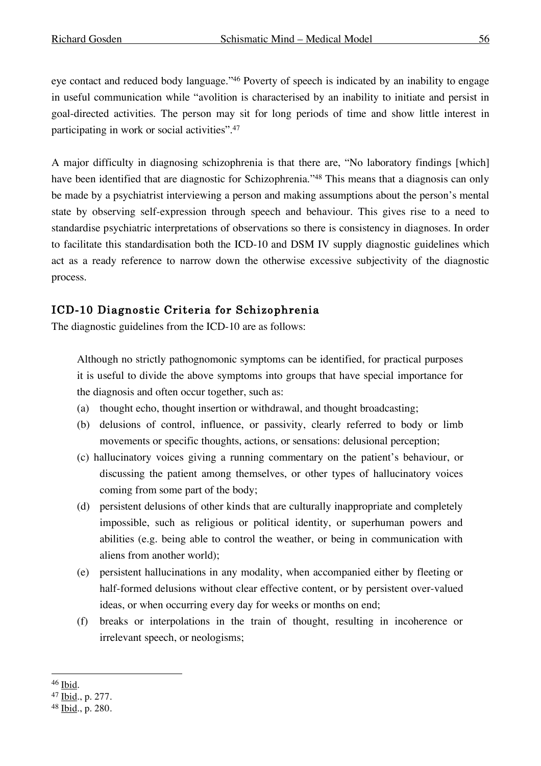eye contact and reduced body language."[46] Poverty of speech is indicated by an inability to engage in useful communication while "avolition is characterised by an inability to initiate and persist in goal-directed activities. The person may sit for long periods of time and show little interest in participating in work or social activities".[47]

A major difficulty in diagnosing schizophrenia is that there are, "No laboratory findings [which] have been identified that are diagnostic for Schizophrenia."[48] This means that a diagnosis can only be made by a psychiatrist interviewing a person and making assumptions about the person's mental state by observing self-expression through speech and behaviour. This gives rise to a need to standardise psychiatric interpretations of observations so there is consistency in diagnoses. In order to facilitate this standardisation both the ICD-10 and DSM IV supply diagnostic guidelines which act as a ready reference to narrow down the otherwise excessive subjectivity of the diagnostic process.

### ICD-10 Diagnostic Criteria for Schizophrenia

The diagnostic guidelines from the ICD-10 are as follows:

> Although no strictly pathognomonic symptoms can be identified, for practical purposes it is useful to divide the above symptoms into groups that have special importance for the diagnosis and often occur together, such as:
>
> (a) thought echo, thought insertion or withdrawal, and thought broadcasting;
>
> (b) delusions of control, influence, or passivity, clearly referred to body or limb movements or specific thoughts, actions, or sensations: delusional perception;
>
> (c) hallucinatory voices giving a running commentary on the patient's behaviour, or discussing the patient among themselves, or other types of hallucinatory voices coming from some part of the body;
>
> (d) persistent delusions of other kinds that are culturally inappropriate and completely impossible, such as religious or political identity, or superhuman powers and abilities (e.g. being able to control the weather, or being in communication with aliens from another world);
>
> (e) persistent hallucinations in any modality, when accompanied either by fleeting or half-formed delusions without clear effective content, or by persistent over-valued ideas, or when occurring every day for weeks or months on end;
>
> (f) breaks or interpolations in the train of thought, resulting in incoherence or irrelevant speech, or neologisms;

---

[46] Ibid.

[47] Ibid., p. 277.

[48] Ibid., p. 280.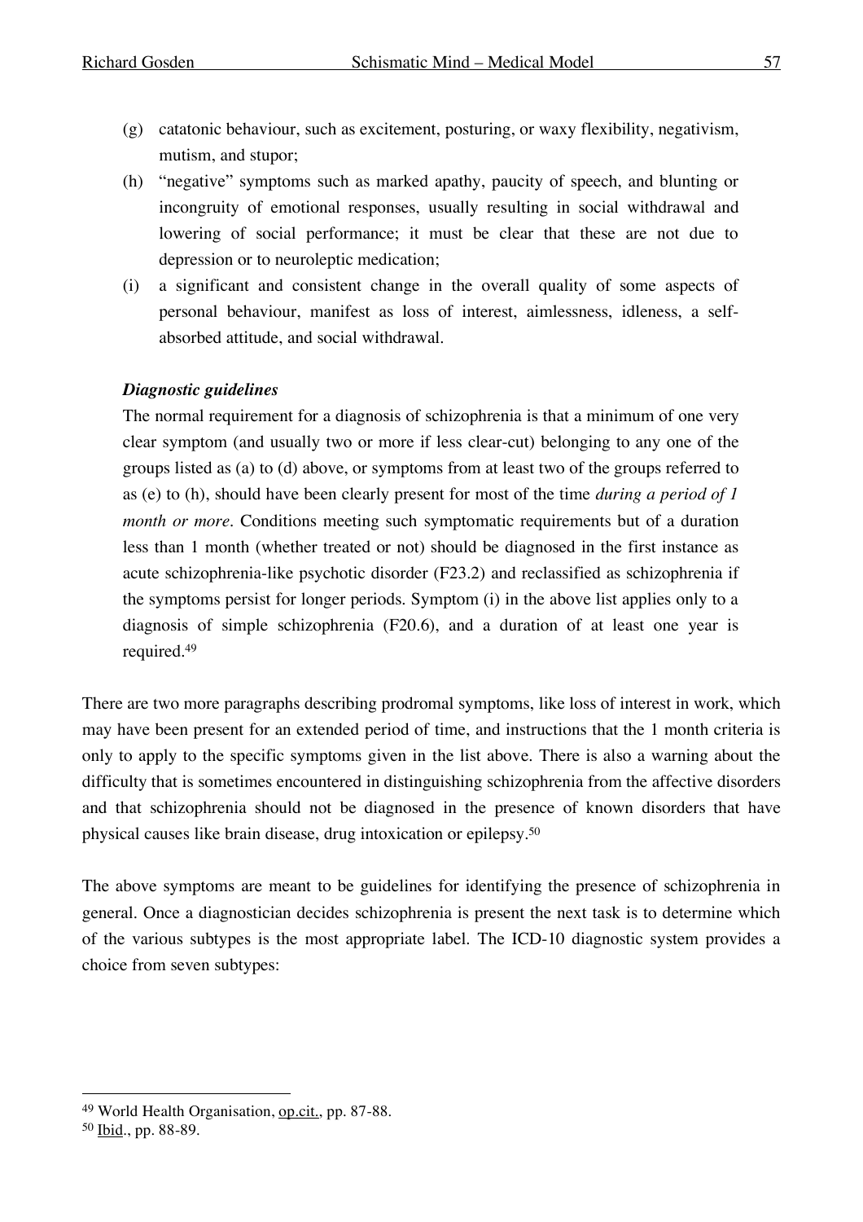(g) catatonic behaviour, such as excitement, posturing, or waxy flexibility, negativism, mutism, and stupor;

(h) "negative" symptoms such as marked apathy, paucity of speech, and blunting or incongruity of emotional responses, usually resulting in social withdrawal and lowering of social performance; it must be clear that these are not due to depression or to neuroleptic medication;

(i) a significant and consistent change in the overall quality of some aspects of personal behaviour, manifest as loss of interest, aimlessness, idleness, a self-absorbed attitude, and social withdrawal.

***Diagnostic guidelines***

The normal requirement for a diagnosis of schizophrenia is that a minimum of one very clear symptom (and usually two or more if less clear-cut) belonging to any one of the groups listed as (a) to (d) above, or symptoms from at least two of the groups referred to as (e) to (h), should have been clearly present for most of the time *during a period of 1 month or more*. Conditions meeting such symptomatic requirements but of a duration less than 1 month (whether treated or not) should be diagnosed in the first instance as acute schizophrenia-like psychotic disorder (F23.2) and reclassified as schizophrenia if the symptoms persist for longer periods. Symptom (i) in the above list applies only to a diagnosis of simple schizophrenia (F20.6), and a duration of at least one year is required.[49]

There are two more paragraphs describing prodromal symptoms, like loss of interest in work, which may have been present for an extended period of time, and instructions that the 1 month criteria is only to apply to the specific symptoms given in the list above. There is also a warning about the difficulty that is sometimes encountered in distinguishing schizophrenia from the affective disorders and that schizophrenia should not be diagnosed in the presence of known disorders that have physical causes like brain disease, drug intoxication or epilepsy.[50]

The above symptoms are meant to be guidelines for identifying the presence of schizophrenia in general. Once a diagnostician decides schizophrenia is present the next task is to determine which of the various subtypes is the most appropriate label. The ICD-10 diagnostic system provides a choice from seven subtypes:

---

[49] World Health Organisation, op.cit., pp. 87-88.

[50] Ibid., pp. 88-89.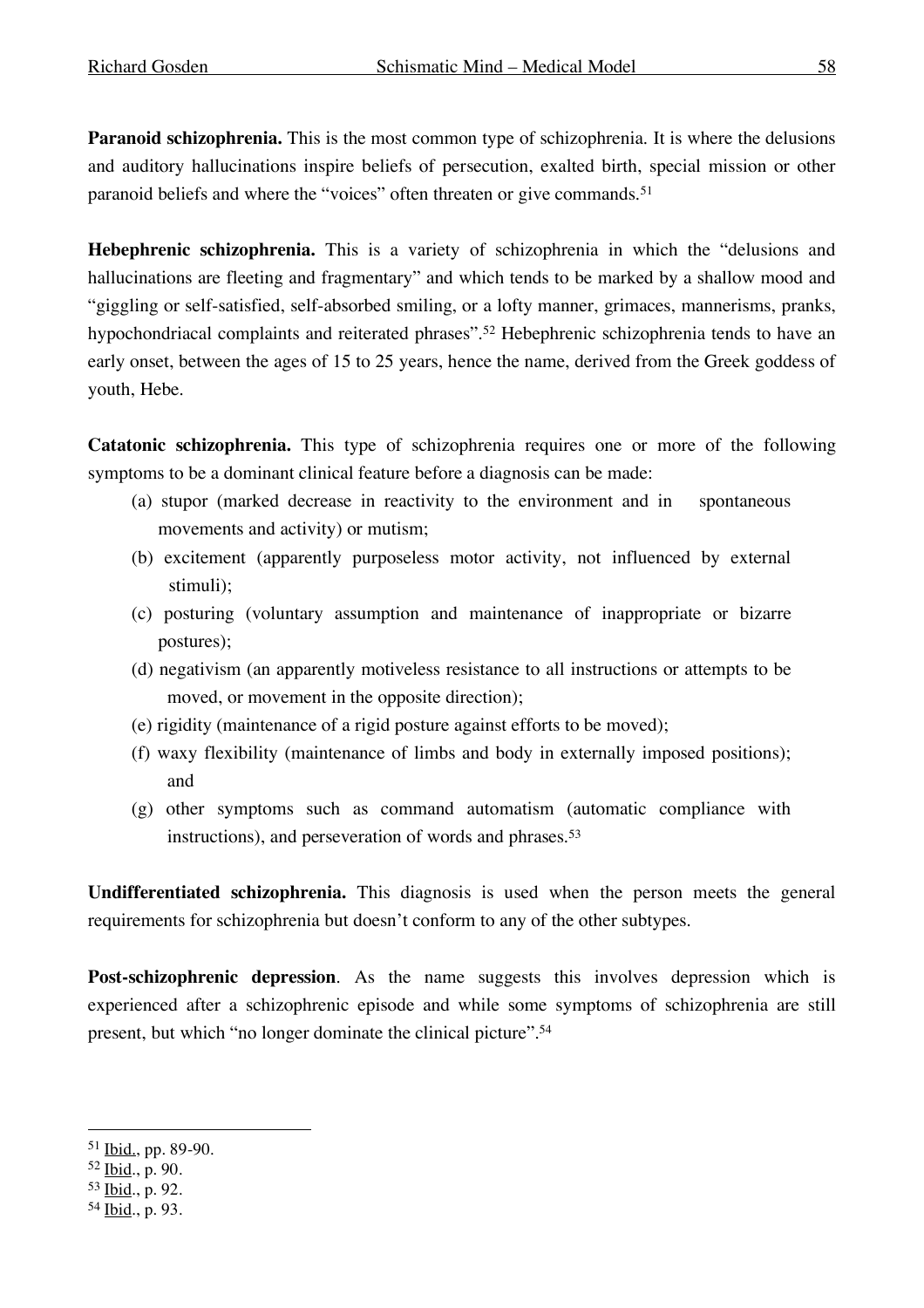**Paranoid schizophrenia.** This is the most common type of schizophrenia. It is where the delusions and auditory hallucinations inspire beliefs of persecution, exalted birth, special mission or other paranoid beliefs and where the "voices" often threaten or give commands.[51]

**Hebephrenic schizophrenia.** This is a variety of schizophrenia in which the "delusions and hallucinations are fleeting and fragmentary" and which tends to be marked by a shallow mood and "giggling or self-satisfied, self-absorbed smiling, or a lofty manner, grimaces, mannerisms, pranks, hypochondriacal complaints and reiterated phrases".[52] Hebephrenic schizophrenia tends to have an early onset, between the ages of 15 to 25 years, hence the name, derived from the Greek goddess of youth, Hebe.

**Catatonic schizophrenia.** This type of schizophrenia requires one or more of the following symptoms to be a dominant clinical feature before a diagnosis can be made:

(a) stupor (marked decrease in reactivity to the environment and in spontaneous movements and activity) or mutism;

(b) excitement (apparently purposeless motor activity, not influenced by external stimuli);

(c) posturing (voluntary assumption and maintenance of inappropriate or bizarre postures);

(d) negativism (an apparently motiveless resistance to all instructions or attempts to be moved, or movement in the opposite direction);

(e) rigidity (maintenance of a rigid posture against efforts to be moved);

(f) waxy flexibility (maintenance of limbs and body in externally imposed positions); and

(g) other symptoms such as command automatism (automatic compliance with instructions), and perseveration of words and phrases.[53]

**Undifferentiated schizophrenia.** This diagnosis is used when the person meets the general requirements for schizophrenia but doesn't conform to any of the other subtypes.

**Post-schizophrenic depression**. As the name suggests this involves depression which is experienced after a schizophrenic episode and while some symptoms of schizophrenia are still present, but which "no longer dominate the clinical picture".[54]

---

[51] Ibid., pp. 89-90.

[52] Ibid., p. 90.

[53] Ibid., p. 92.

[54] Ibid., p. 93.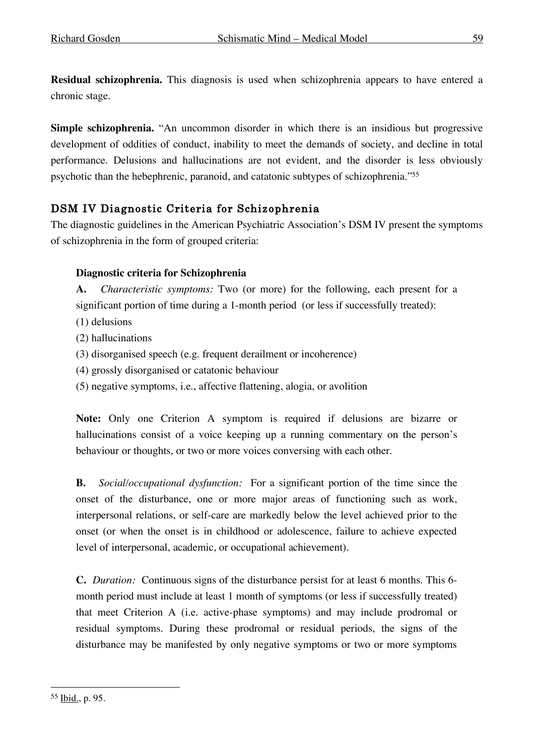**Residual schizophrenia.** This diagnosis is used when schizophrenia appears to have entered a chronic stage.

**Simple schizophrenia.** "An uncommon disorder in which there is an insidious but progressive development of oddities of conduct, inability to meet the demands of society, and decline in total performance. Delusions and hallucinations are not evident, and the disorder is less obviously psychotic than the hebephrenic, paranoid, and catatonic subtypes of schizophrenia."[55]

## DSM IV Diagnostic Criteria for Schizophrenia

The diagnostic guidelines in the American Psychiatric Association's DSM IV present the symptoms of schizophrenia in the form of grouped criteria:

> **Diagnostic criteria for Schizophrenia**
>
> **A.** *Characteristic symptoms:* Two (or more) for the following, each present for a significant portion of time during a 1-month period (or less if successfully treated):
> (1) delusions
> (2) hallucinations
> (3) disorganised speech (e.g. frequent derailment or incoherence)
> (4) grossly disorganised or catatonic behaviour
> (5) negative symptoms, i.e., affective flattening, alogia, or avolition
>
> **Note:** Only one Criterion A symptom is required if delusions are bizarre or hallucinations consist of a voice keeping up a running commentary on the person's behaviour or thoughts, or two or more voices conversing with each other.
>
> **B.** *Social/occupational dysfunction:* For a significant portion of the time since the onset of the disturbance, one or more major areas of functioning such as work, interpersonal relations, or self-care are markedly below the level achieved prior to the onset (or when the onset is in childhood or adolescence, failure to achieve expected level of interpersonal, academic, or occupational achievement).
>
> **C.** *Duration:* Continuous signs of the disturbance persist for at least 6 months. This 6-month period must include at least 1 month of symptoms (or less if successfully treated) that meet Criterion A (i.e. active-phase symptoms) and may include prodromal or residual symptoms. During these prodromal or residual periods, the signs of the disturbance may be manifested by only negative symptoms or two or more symptoms

---

[55] Ibid., p. 95.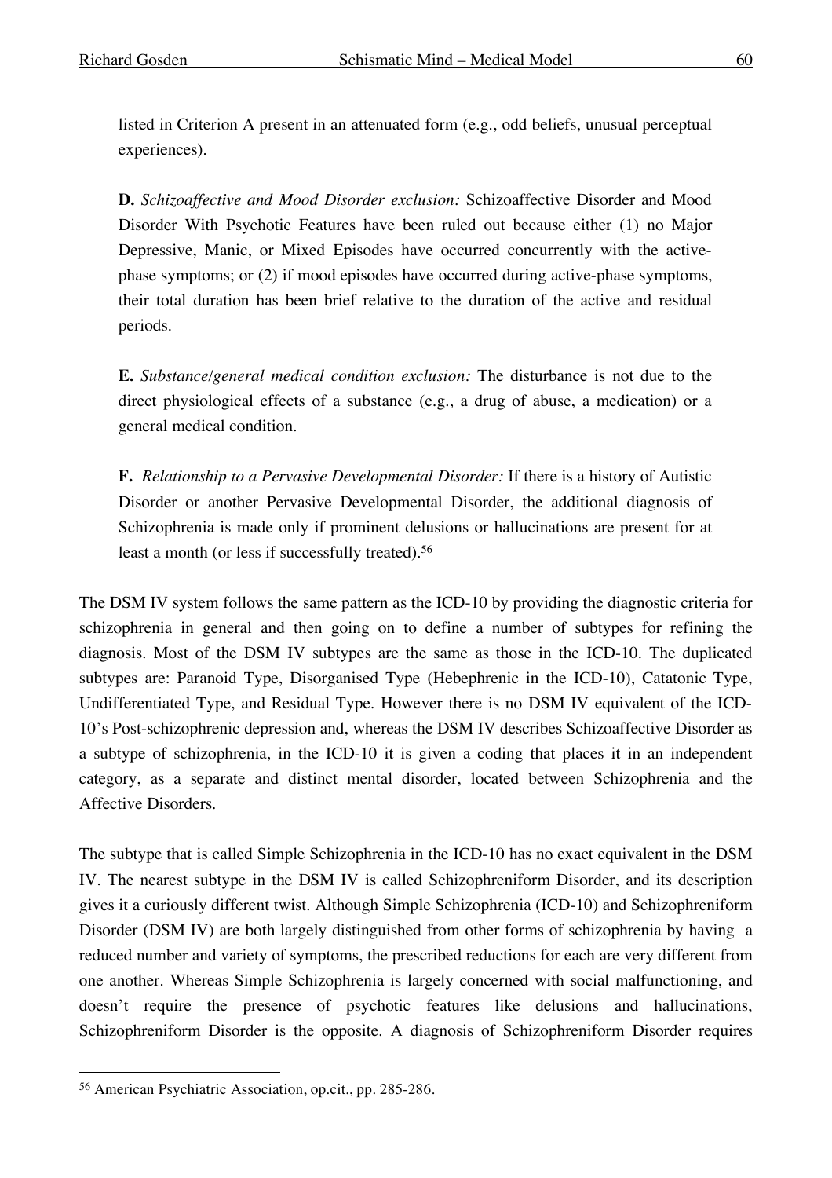> listed in Criterion A present in an attenuated form (e.g., odd beliefs, unusual perceptual experiences).
>
> **D.** *Schizoaffective and Mood Disorder exclusion:* Schizoaffective Disorder and Mood Disorder With Psychotic Features have been ruled out because either (1) no Major Depressive, Manic, or Mixed Episodes have occurred concurrently with the active-phase symptoms; or (2) if mood episodes have occurred during active-phase symptoms, their total duration has been brief relative to the duration of the active and residual periods.
>
> **E.** *Substance/general medical condition exclusion:* The disturbance is not due to the direct physiological effects of a substance (e.g., a drug of abuse, a medication) or a general medical condition.
>
> **F.** *Relationship to a Pervasive Developmental Disorder:* If there is a history of Autistic Disorder or another Pervasive Developmental Disorder, the additional diagnosis of Schizophrenia is made only if prominent delusions or hallucinations are present for at least a month (or less if successfully treated).[56]

The DSM IV system follows the same pattern as the ICD-10 by providing the diagnostic criteria for schizophrenia in general and then going on to define a number of subtypes for refining the diagnosis. Most of the DSM IV subtypes are the same as those in the ICD-10. The duplicated subtypes are: Paranoid Type, Disorganised Type (Hebephrenic in the ICD-10), Catatonic Type, Undifferentiated Type, and Residual Type. However there is no DSM IV equivalent of the ICD-10's Post-schizophrenic depression and, whereas the DSM IV describes Schizoaffective Disorder as a subtype of schizophrenia, in the ICD-10 it is given a coding that places it in an independent category, as a separate and distinct mental disorder, located between Schizophrenia and the Affective Disorders.

The subtype that is called Simple Schizophrenia in the ICD-10 has no exact equivalent in the DSM IV. The nearest subtype in the DSM IV is called Schizophreniform Disorder, and its description gives it a curiously different twist. Although Simple Schizophrenia (ICD-10) and Schizophreniform Disorder (DSM IV) are both largely distinguished from other forms of schizophrenia by having a reduced number and variety of symptoms, the prescribed reductions for each are very different from one another. Whereas Simple Schizophrenia is largely concerned with social malfunctioning, and doesn't require the presence of psychotic features like delusions and hallucinations, Schizophreniform Disorder is the opposite. A diagnosis of Schizophreniform Disorder requires

---

[56] American Psychiatric Association, op.cit., pp. 285-286.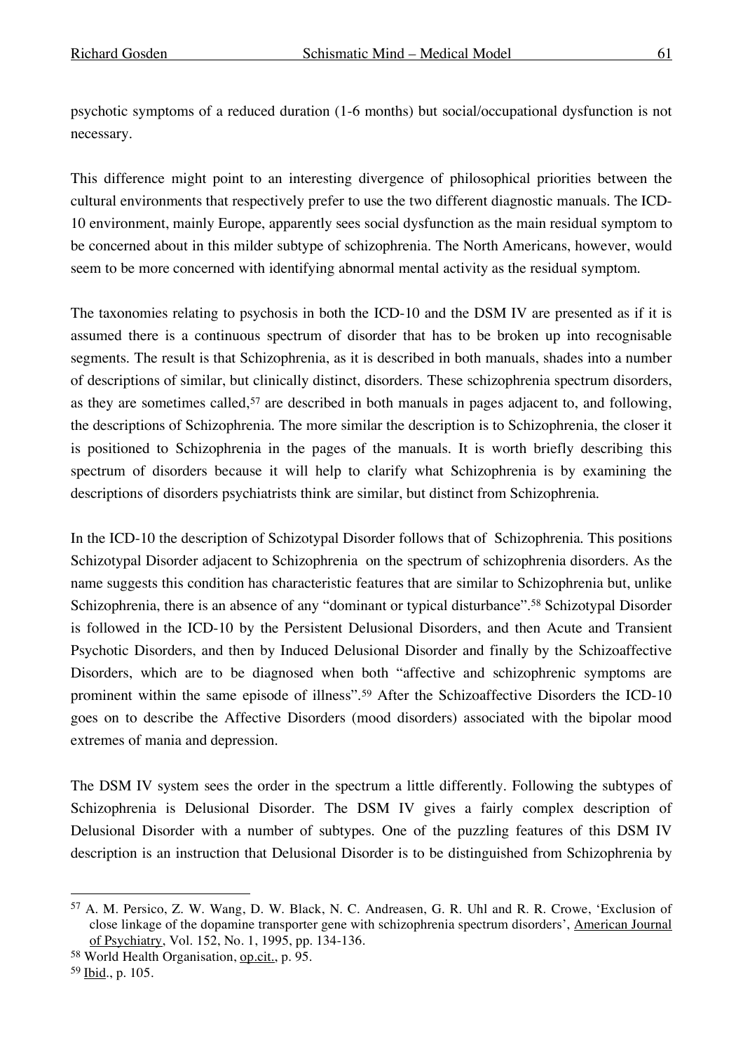psychotic symptoms of a reduced duration (1-6 months) but social/occupational dysfunction is not necessary.

This difference might point to an interesting divergence of philosophical priorities between the cultural environments that respectively prefer to use the two different diagnostic manuals. The ICD-10 environment, mainly Europe, apparently sees social dysfunction as the main residual symptom to be concerned about in this milder subtype of schizophrenia. The North Americans, however, would seem to be more concerned with identifying abnormal mental activity as the residual symptom.

The taxonomies relating to psychosis in both the ICD-10 and the DSM IV are presented as if it is assumed there is a continuous spectrum of disorder that has to be broken up into recognisable segments. The result is that Schizophrenia, as it is described in both manuals, shades into a number of descriptions of similar, but clinically distinct, disorders. These schizophrenia spectrum disorders, as they are sometimes called,[57] are described in both manuals in pages adjacent to, and following, the descriptions of Schizophrenia. The more similar the description is to Schizophrenia, the closer it is positioned to Schizophrenia in the pages of the manuals. It is worth briefly describing this spectrum of disorders because it will help to clarify what Schizophrenia is by examining the descriptions of disorders psychiatrists think are similar, but distinct from Schizophrenia.

In the ICD-10 the description of Schizotypal Disorder follows that of Schizophrenia. This positions Schizotypal Disorder adjacent to Schizophrenia on the spectrum of schizophrenia disorders. As the name suggests this condition has characteristic features that are similar to Schizophrenia but, unlike Schizophrenia, there is an absence of any "dominant or typical disturbance".[58] Schizotypal Disorder is followed in the ICD-10 by the Persistent Delusional Disorders, and then Acute and Transient Psychotic Disorders, and then by Induced Delusional Disorder and finally by the Schizoaffective Disorders, which are to be diagnosed when both "affective and schizophrenic symptoms are prominent within the same episode of illness".[59] After the Schizoaffective Disorders the ICD-10 goes on to describe the Affective Disorders (mood disorders) associated with the bipolar mood extremes of mania and depression.

The DSM IV system sees the order in the spectrum a little differently. Following the subtypes of Schizophrenia is Delusional Disorder. The DSM IV gives a fairly complex description of Delusional Disorder with a number of subtypes. One of the puzzling features of this DSM IV description is an instruction that Delusional Disorder is to be distinguished from Schizophrenia by

---

[57] A. M. Persico, Z. W. Wang, D. W. Black, N. C. Andreasen, G. R. Uhl and R. R. Crowe, 'Exclusion of close linkage of the dopamine transporter gene with schizophrenia spectrum disorders', American Journal of Psychiatry, Vol. 152, No. 1, 1995, pp. 134-136.

[58] World Health Organisation, op.cit., p. 95.

[59] Ibid., p. 105.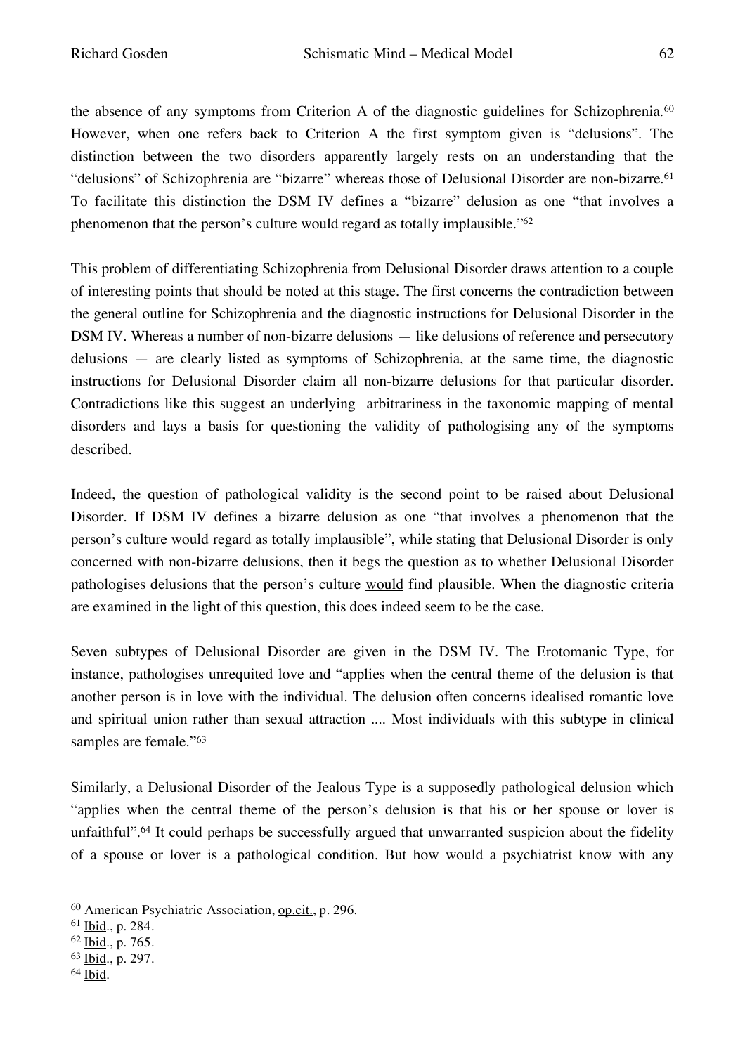the absence of any symptoms from Criterion A of the diagnostic guidelines for Schizophrenia.[60] However, when one refers back to Criterion A the first symptom given is "delusions". The distinction between the two disorders apparently largely rests on an understanding that the "delusions" of Schizophrenia are "bizarre" whereas those of Delusional Disorder are non-bizarre.[61] To facilitate this distinction the DSM IV defines a "bizarre" delusion as one "that involves a phenomenon that the person's culture would regard as totally implausible."[62]

This problem of differentiating Schizophrenia from Delusional Disorder draws attention to a couple of interesting points that should be noted at this stage. The first concerns the contradiction between the general outline for Schizophrenia and the diagnostic instructions for Delusional Disorder in the DSM IV. Whereas a number of non-bizarre delusions — like delusions of reference and persecutory delusions — are clearly listed as symptoms of Schizophrenia, at the same time, the diagnostic instructions for Delusional Disorder claim all non-bizarre delusions for that particular disorder. Contradictions like this suggest an underlying arbitrariness in the taxonomic mapping of mental disorders and lays a basis for questioning the validity of pathologising any of the symptoms described.

Indeed, the question of pathological validity is the second point to be raised about Delusional Disorder. If DSM IV defines a bizarre delusion as one "that involves a phenomenon that the person's culture would regard as totally implausible", while stating that Delusional Disorder is only concerned with non-bizarre delusions, then it begs the question as to whether Delusional Disorder pathologises delusions that the person's culture would find plausible. When the diagnostic criteria are examined in the light of this question, this does indeed seem to be the case.

Seven subtypes of Delusional Disorder are given in the DSM IV. The Erotomanic Type, for instance, pathologises unrequited love and "applies when the central theme of the delusion is that another person is in love with the individual. The delusion often concerns idealised romantic love and spiritual union rather than sexual attraction .... Most individuals with this subtype in clinical samples are female."[63]

Similarly, a Delusional Disorder of the Jealous Type is a supposedly pathological delusion which "applies when the central theme of the person's delusion is that his or her spouse or lover is unfaithful".[64] It could perhaps be successfully argued that unwarranted suspicion about the fidelity of a spouse or lover is a pathological condition. But how would a psychiatrist know with any

---

[60] American Psychiatric Association, op.cit., p. 296.

[61] Ibid., p. 284.

[62] Ibid., p. 765.

[63] Ibid., p. 297.

[64] Ibid.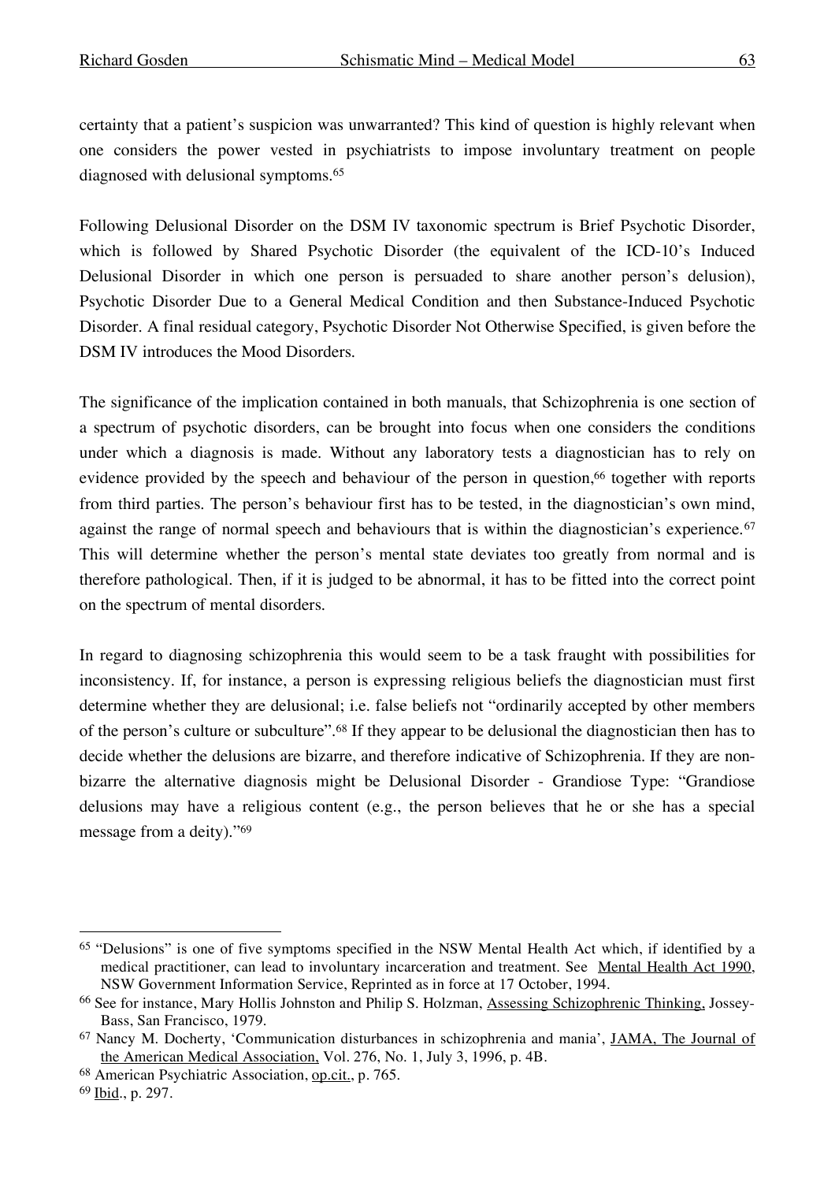certainty that a patient's suspicion was unwarranted? This kind of question is highly relevant when one considers the power vested in psychiatrists to impose involuntary treatment on people diagnosed with delusional symptoms.[65]

Following Delusional Disorder on the DSM IV taxonomic spectrum is Brief Psychotic Disorder, which is followed by Shared Psychotic Disorder (the equivalent of the ICD-10's Induced Delusional Disorder in which one person is persuaded to share another person's delusion), Psychotic Disorder Due to a General Medical Condition and then Substance-Induced Psychotic Disorder. A final residual category, Psychotic Disorder Not Otherwise Specified, is given before the DSM IV introduces the Mood Disorders.

The significance of the implication contained in both manuals, that Schizophrenia is one section of a spectrum of psychotic disorders, can be brought into focus when one considers the conditions under which a diagnosis is made. Without any laboratory tests a diagnostician has to rely on evidence provided by the speech and behaviour of the person in question,[66] together with reports from third parties. The person's behaviour first has to be tested, in the diagnostician's own mind, against the range of normal speech and behaviours that is within the diagnostician's experience.[67] This will determine whether the person's mental state deviates too greatly from normal and is therefore pathological. Then, if it is judged to be abnormal, it has to be fitted into the correct point on the spectrum of mental disorders.

In regard to diagnosing schizophrenia this would seem to be a task fraught with possibilities for inconsistency. If, for instance, a person is expressing religious beliefs the diagnostician must first determine whether they are delusional; i.e. false beliefs not "ordinarily accepted by other members of the person's culture or subculture".[68] If they appear to be delusional the diagnostician then has to decide whether the delusions are bizarre, and therefore indicative of Schizophrenia. If they are non-bizarre the alternative diagnosis might be Delusional Disorder - Grandiose Type: "Grandiose delusions may have a religious content (e.g., the person believes that he or she has a special message from a deity)."[69]

---

[65] "Delusions" is one of five symptoms specified in the NSW Mental Health Act which, if identified by a medical practitioner, can lead to involuntary incarceration and treatment. See Mental Health Act 1990, NSW Government Information Service, Reprinted as in force at 17 October, 1994.

[66] See for instance, Mary Hollis Johnston and Philip S. Holzman, Assessing Schizophrenic Thinking, Jossey-Bass, San Francisco, 1979.

[67] Nancy M. Docherty, 'Communication disturbances in schizophrenia and mania', JAMA, The Journal of the American Medical Association, Vol. 276, No. 1, July 3, 1996, p. 4B.

[68] American Psychiatric Association, op.cit., p. 765.

[69] Ibid., p. 297.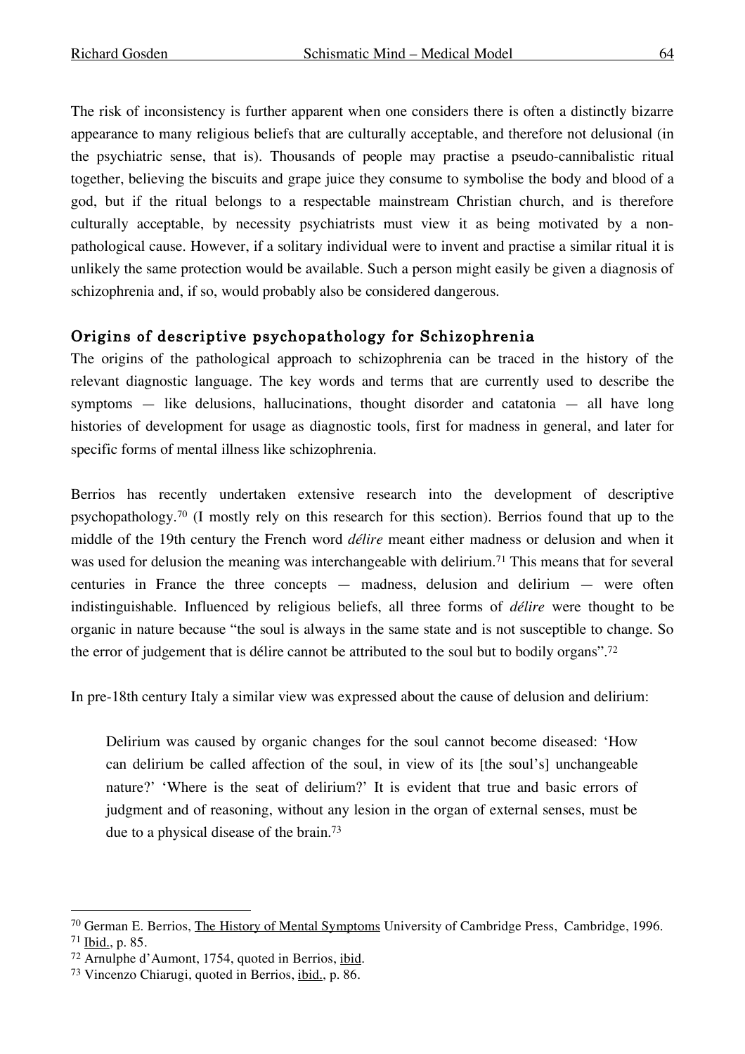The risk of inconsistency is further apparent when one considers there is often a distinctly bizarre appearance to many religious beliefs that are culturally acceptable, and therefore not delusional (in the psychiatric sense, that is). Thousands of people may practise a pseudo-cannibalistic ritual together, believing the biscuits and grape juice they consume to symbolise the body and blood of a god, but if the ritual belongs to a respectable mainstream Christian church, and is therefore culturally acceptable, by necessity psychiatrists must view it as being motivated by a non-pathological cause. However, if a solitary individual were to invent and practise a similar ritual it is unlikely the same protection would be available. Such a person might easily be given a diagnosis of schizophrenia and, if so, would probably also be considered dangerous.

## Origins of descriptive psychopathology for Schizophrenia

The origins of the pathological approach to schizophrenia can be traced in the history of the relevant diagnostic language. The key words and terms that are currently used to describe the symptoms — like delusions, hallucinations, thought disorder and catatonia — all have long histories of development for usage as diagnostic tools, first for madness in general, and later for specific forms of mental illness like schizophrenia.

Berrios has recently undertaken extensive research into the development of descriptive psychopathology.[70] (I mostly rely on this research for this section). Berrios found that up to the middle of the 19th century the French word *délire* meant either madness or delusion and when it was used for delusion the meaning was interchangeable with delirium.[71] This means that for several centuries in France the three concepts — madness, delusion and delirium — were often indistinguishable. Influenced by religious beliefs, all three forms of *délire* were thought to be organic in nature because "the soul is always in the same state and is not susceptible to change. So the error of judgement that is délire cannot be attributed to the soul but to bodily organs".[72]

In pre-18th century Italy a similar view was expressed about the cause of delusion and delirium:

> Delirium was caused by organic changes for the soul cannot become diseased: 'How can delirium be called affection of the soul, in view of its [the soul's] unchangeable nature?' 'Where is the seat of delirium?' It is evident that true and basic errors of judgment and of reasoning, without any lesion in the organ of external senses, must be due to a physical disease of the brain.[73]

---

[70] German E. Berrios, The History of Mental Symptoms University of Cambridge Press, Cambridge, 1996.

[71] Ibid., p. 85.

[72] Arnulphe d'Aumont, 1754, quoted in Berrios, ibid.

[73] Vincenzo Chiarugi, quoted in Berrios, ibid., p. 86.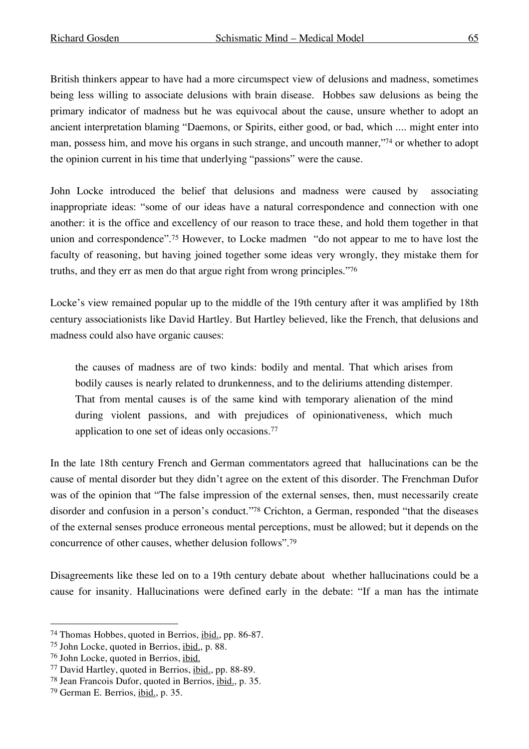British thinkers appear to have had a more circumspect view of delusions and madness, sometimes being less willing to associate delusions with brain disease. Hobbes saw delusions as being the primary indicator of madness but he was equivocal about the cause, unsure whether to adopt an ancient interpretation blaming "Daemons, or Spirits, either good, or bad, which .... might enter into man, possess him, and move his organs in such strange, and uncouth manner,"[74] or whether to adopt the opinion current in his time that underlying "passions" were the cause.

John Locke introduced the belief that delusions and madness were caused by associating inappropriate ideas: "some of our ideas have a natural correspondence and connection with one another: it is the office and excellency of our reason to trace these, and hold them together in that union and correspondence".[75] However, to Locke madmen "do not appear to me to have lost the faculty of reasoning, but having joined together some ideas very wrongly, they mistake them for truths, and they err as men do that argue right from wrong principles."[76]

Locke's view remained popular up to the middle of the 19th century after it was amplified by 18th century associationists like David Hartley. But Hartley believed, like the French, that delusions and madness could also have organic causes:

> the causes of madness are of two kinds: bodily and mental. That which arises from bodily causes is nearly related to drunkenness, and to the deliriums attending distemper. That from mental causes is of the same kind with temporary alienation of the mind during violent passions, and with prejudices of opinionativeness, which much application to one set of ideas only occasions.[77]

In the late 18th century French and German commentators agreed that hallucinations can be the cause of mental disorder but they didn't agree on the extent of this disorder. The Frenchman Dufor was of the opinion that "The false impression of the external senses, then, must necessarily create disorder and confusion in a person's conduct."[78] Crichton, a German, responded "that the diseases of the external senses produce erroneous mental perceptions, must be allowed; but it depends on the concurrence of other causes, whether delusion follows".[79]

Disagreements like these led on to a 19th century debate about whether hallucinations could be a cause for insanity. Hallucinations were defined early in the debate: "If a man has the intimate

---

[74] Thomas Hobbes, quoted in Berrios, ibid., pp. 86-87.

[75] John Locke, quoted in Berrios, ibid., p. 88.

[76] John Locke, quoted in Berrios, ibid.

[77] David Hartley, quoted in Berrios, ibid., pp. 88-89.

[78] Jean Francois Dufor, quoted in Berrios, ibid., p. 35.

[79] German E. Berrios, ibid., p. 35.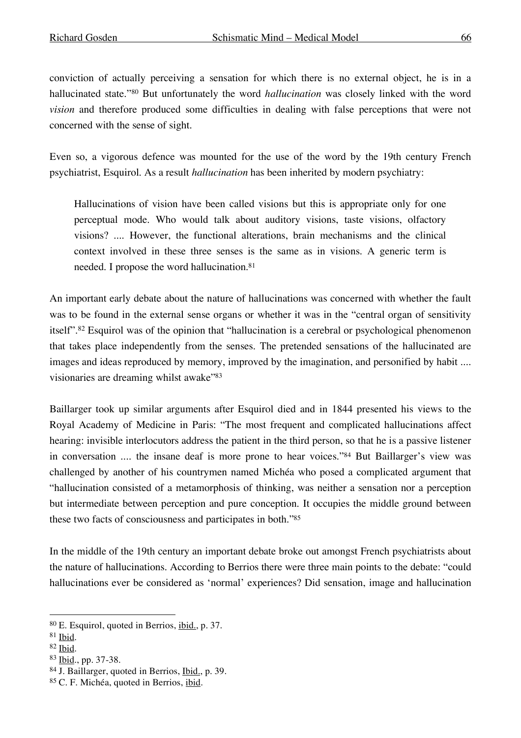conviction of actually perceiving a sensation for which there is no external object, he is in a hallucinated state."[80] But unfortunately the word *hallucination* was closely linked with the word *vision* and therefore produced some difficulties in dealing with false perceptions that were not concerned with the sense of sight.

Even so, a vigorous defence was mounted for the use of the word by the 19th century French psychiatrist, Esquirol. As a result *hallucination* has been inherited by modern psychiatry:

> Hallucinations of vision have been called visions but this is appropriate only for one perceptual mode. Who would talk about auditory visions, taste visions, olfactory visions? .... However, the functional alterations, brain mechanisms and the clinical context involved in these three senses is the same as in visions. A generic term is needed. I propose the word hallucination.[81]

An important early debate about the nature of hallucinations was concerned with whether the fault was to be found in the external sense organs or whether it was in the "central organ of sensitivity itself".[82] Esquirol was of the opinion that "hallucination is a cerebral or psychological phenomenon that takes place independently from the senses. The pretended sensations of the hallucinated are images and ideas reproduced by memory, improved by the imagination, and personified by habit .... visionaries are dreaming whilst awake"[83]

Baillarger took up similar arguments after Esquirol died and in 1844 presented his views to the Royal Academy of Medicine in Paris: "The most frequent and complicated hallucinations affect hearing: invisible interlocutors address the patient in the third person, so that he is a passive listener in conversation .... the insane deaf is more prone to hear voices."[84] But Baillarger's view was challenged by another of his countrymen named Michéa who posed a complicated argument that "hallucination consisted of a metamorphosis of thinking, was neither a sensation nor a perception but intermediate between perception and pure conception. It occupies the middle ground between these two facts of consciousness and participates in both."[85]

In the middle of the 19th century an important debate broke out amongst French psychiatrists about the nature of hallucinations. According to Berrios there were three main points to the debate: "could hallucinations ever be considered as 'normal' experiences? Did sensation, image and hallucination

---

[80] E. Esquirol, quoted in Berrios, ibid., p. 37.

[81] Ibid.

[82] Ibid.

[83] Ibid., pp. 37-38.

[84] J. Baillarger, quoted in Berrios, Ibid., p. 39.

[85] C. F. Michéa, quoted in Berrios, ibid.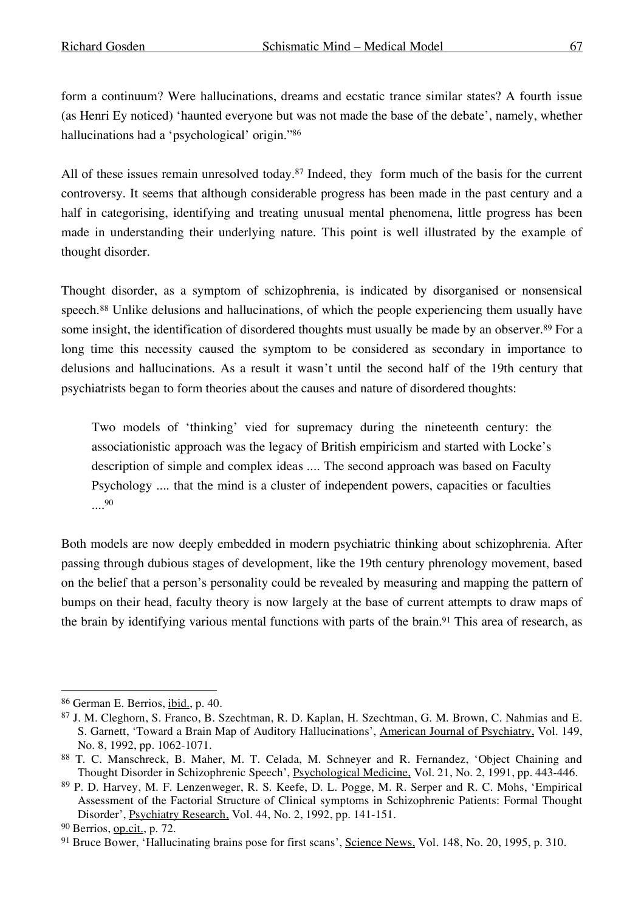form a continuum? Were hallucinations, dreams and ecstatic trance similar states? A fourth issue (as Henri Ey noticed) 'haunted everyone but was not made the base of the debate', namely, whether hallucinations had a 'psychological' origin."[86]

All of these issues remain unresolved today.[87] Indeed, they form much of the basis for the current controversy. It seems that although considerable progress has been made in the past century and a half in categorising, identifying and treating unusual mental phenomena, little progress has been made in understanding their underlying nature. This point is well illustrated by the example of thought disorder.

Thought disorder, as a symptom of schizophrenia, is indicated by disorganised or nonsensical speech.[88] Unlike delusions and hallucinations, of which the people experiencing them usually have some insight, the identification of disordered thoughts must usually be made by an observer.[89] For a long time this necessity caused the symptom to be considered as secondary in importance to delusions and hallucinations. As a result it wasn't until the second half of the 19th century that psychiatrists began to form theories about the causes and nature of disordered thoughts:

> Two models of 'thinking' vied for supremacy during the nineteenth century: the associationistic approach was the legacy of British empiricism and started with Locke's description of simple and complex ideas .... The second approach was based on Faculty Psychology .... that the mind is a cluster of independent powers, capacities or faculties ....[90]

Both models are now deeply embedded in modern psychiatric thinking about schizophrenia. After passing through dubious stages of development, like the 19th century phrenology movement, based on the belief that a person's personality could be revealed by measuring and mapping the pattern of bumps on their head, faculty theory is now largely at the base of current attempts to draw maps of the brain by identifying various mental functions with parts of the brain.[91] This area of research, as

---

[86] German E. Berrios, ibid., p. 40.

[87] J. M. Cleghorn, S. Franco, B. Szechtman, R. D. Kaplan, H. Szechtman, G. M. Brown, C. Nahmias and E. S. Garnett, 'Toward a Brain Map of Auditory Hallucinations', American Journal of Psychiatry, Vol. 149, No. 8, 1992, pp. 1062-1071.

[88] T. C. Manschreck, B. Maher, M. T. Celada, M. Schneyer and R. Fernandez, 'Object Chaining and Thought Disorder in Schizophrenic Speech', Psychological Medicine, Vol. 21, No. 2, 1991, pp. 443-446.

[89] P. D. Harvey, M. F. Lenzenweger, R. S. Keefe, D. L. Pogge, M. R. Serper and R. C. Mohs, 'Empirical Assessment of the Factorial Structure of Clinical symptoms in Schizophrenic Patients: Formal Thought Disorder', Psychiatry Research, Vol. 44, No. 2, 1992, pp. 141-151.

[90] Berrios, op.cit., p. 72.

[91] Bruce Bower, 'Hallucinating brains pose for first scans', Science News, Vol. 148, No. 20, 1995, p. 310.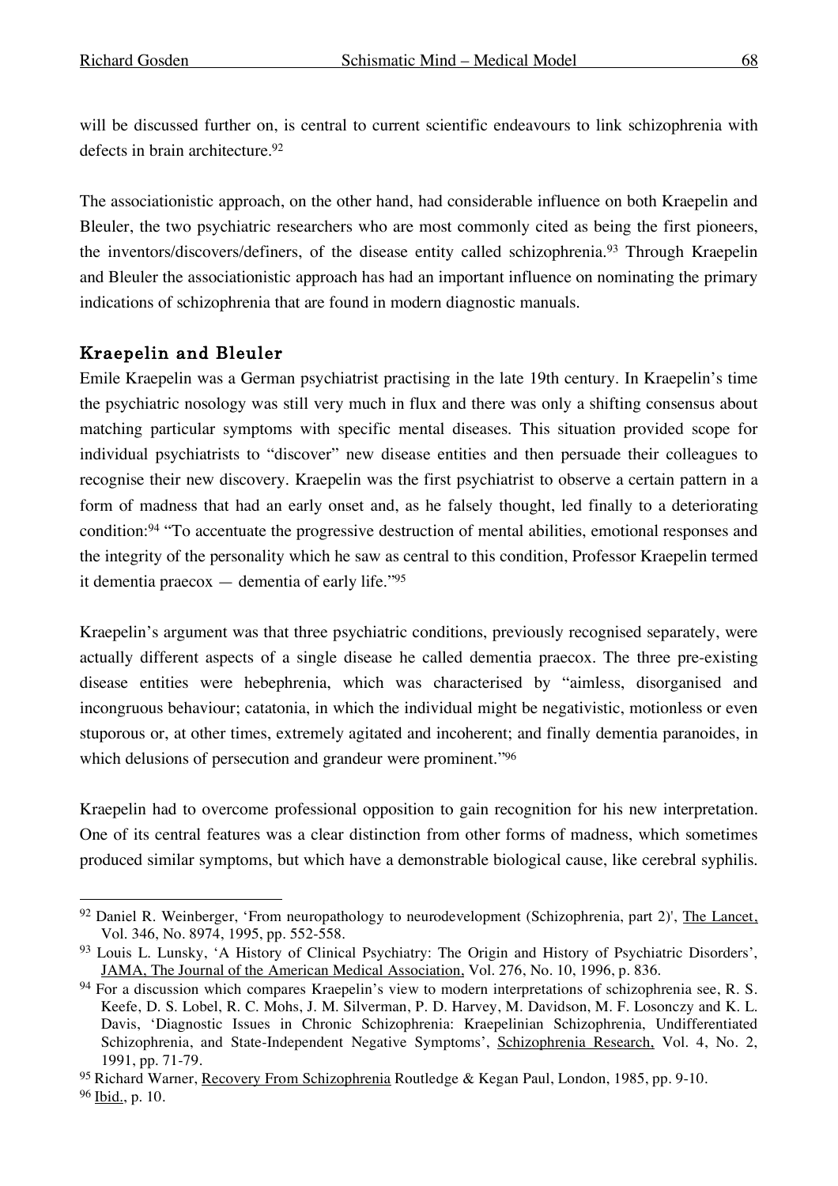will be discussed further on, is central to current scientific endeavours to link schizophrenia with defects in brain architecture.[92]

The associationistic approach, on the other hand, had considerable influence on both Kraepelin and Bleuler, the two psychiatric researchers who are most commonly cited as being the first pioneers, the inventors/discovers/definers, of the disease entity called schizophrenia.[93] Through Kraepelin and Bleuler the associationistic approach has had an important influence on nominating the primary indications of schizophrenia that are found in modern diagnostic manuals.

## Kraepelin and Bleuler

Emile Kraepelin was a German psychiatrist practising in the late 19th century. In Kraepelin's time the psychiatric nosology was still very much in flux and there was only a shifting consensus about matching particular symptoms with specific mental diseases. This situation provided scope for individual psychiatrists to "discover" new disease entities and then persuade their colleagues to recognise their new discovery. Kraepelin was the first psychiatrist to observe a certain pattern in a form of madness that had an early onset and, as he falsely thought, led finally to a deteriorating condition:[94] "To accentuate the progressive destruction of mental abilities, emotional responses and the integrity of the personality which he saw as central to this condition, Professor Kraepelin termed it dementia praecox — dementia of early life."[95]

Kraepelin's argument was that three psychiatric conditions, previously recognised separately, were actually different aspects of a single disease he called dementia praecox. The three pre-existing disease entities were hebephrenia, which was characterised by "aimless, disorganised and incongruous behaviour; catatonia, in which the individual might be negativistic, motionless or even stuporous or, at other times, extremely agitated and incoherent; and finally dementia paranoides, in which delusions of persecution and grandeur were prominent."[96]

Kraepelin had to overcome professional opposition to gain recognition for his new interpretation. One of its central features was a clear distinction from other forms of madness, which sometimes produced similar symptoms, but which have a demonstrable biological cause, like cerebral syphilis.

---

[92] Daniel R. Weinberger, 'From neuropathology to neurodevelopment (Schizophrenia, part 2)', The Lancet, Vol. 346, No. 8974, 1995, pp. 552-558.

[93] Louis L. Lunsky, 'A History of Clinical Psychiatry: The Origin and History of Psychiatric Disorders', JAMA, The Journal of the American Medical Association, Vol. 276, No. 10, 1996, p. 836.

[94] For a discussion which compares Kraepelin's view to modern interpretations of schizophrenia see, R. S. Keefe, D. S. Lobel, R. C. Mohs, J. M. Silverman, P. D. Harvey, M. Davidson, M. F. Losonczy and K. L. Davis, 'Diagnostic Issues in Chronic Schizophrenia: Kraepelinian Schizophrenia, Undifferentiated Schizophrenia, and State-Independent Negative Symptoms', Schizophrenia Research, Vol. 4, No. 2, 1991, pp. 71-79.

[95] Richard Warner, Recovery From Schizophrenia Routledge & Kegan Paul, London, 1985, pp. 9-10.

[96] Ibid., p. 10.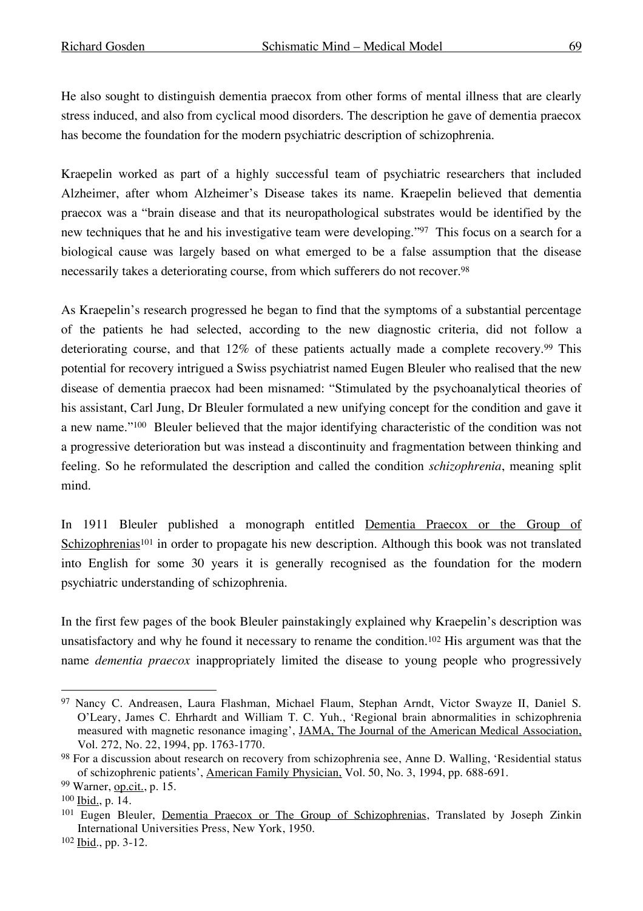He also sought to distinguish dementia praecox from other forms of mental illness that are clearly stress induced, and also from cyclical mood disorders. The description he gave of dementia praecox has become the foundation for the modern psychiatric description of schizophrenia.

Kraepelin worked as part of a highly successful team of psychiatric researchers that included Alzheimer, after whom Alzheimer's Disease takes its name. Kraepelin believed that dementia praecox was a "brain disease and that its neuropathological substrates would be identified by the new techniques that he and his investigative team were developing."[97] This focus on a search for a biological cause was largely based on what emerged to be a false assumption that the disease necessarily takes a deteriorating course, from which sufferers do not recover.[98]

As Kraepelin's research progressed he began to find that the symptoms of a substantial percentage of the patients he had selected, according to the new diagnostic criteria, did not follow a deteriorating course, and that 12% of these patients actually made a complete recovery.[99] This potential for recovery intrigued a Swiss psychiatrist named Eugen Bleuler who realised that the new disease of dementia praecox had been misnamed: "Stimulated by the psychoanalytical theories of his assistant, Carl Jung, Dr Bleuler formulated a new unifying concept for the condition and gave it a new name."[100] Bleuler believed that the major identifying characteristic of the condition was not a progressive deterioration but was instead a discontinuity and fragmentation between thinking and feeling. So he reformulated the description and called the condition *schizophrenia*, meaning split mind.

In 1911 Bleuler published a monograph entitled Dementia Praecox or the Group of Schizophrenias[101] in order to propagate his new description. Although this book was not translated into English for some 30 years it is generally recognised as the foundation for the modern psychiatric understanding of schizophrenia.

In the first few pages of the book Bleuler painstakingly explained why Kraepelin's description was unsatisfactory and why he found it necessary to rename the condition.[102] His argument was that the name *dementia praecox* inappropriately limited the disease to young people who progressively

---

[97] Nancy C. Andreasen, Laura Flashman, Michael Flaum, Stephan Arndt, Victor Swayze II, Daniel S. O'Leary, James C. Ehrhardt and William T. C. Yuh., 'Regional brain abnormalities in schizophrenia measured with magnetic resonance imaging', JAMA, The Journal of the American Medical Association, Vol. 272, No. 22, 1994, pp. 1763-1770.

[98] For a discussion about research on recovery from schizophrenia see, Anne D. Walling, 'Residential status of schizophrenic patients', American Family Physician, Vol. 50, No. 3, 1994, pp. 688-691.

[99] Warner, op.cit., p. 15.

[100] Ibid., p. 14.

[101] Eugen Bleuler, Dementia Praecox or The Group of Schizophrenias, Translated by Joseph Zinkin International Universities Press, New York, 1950.

[102] Ibid., pp. 3-12.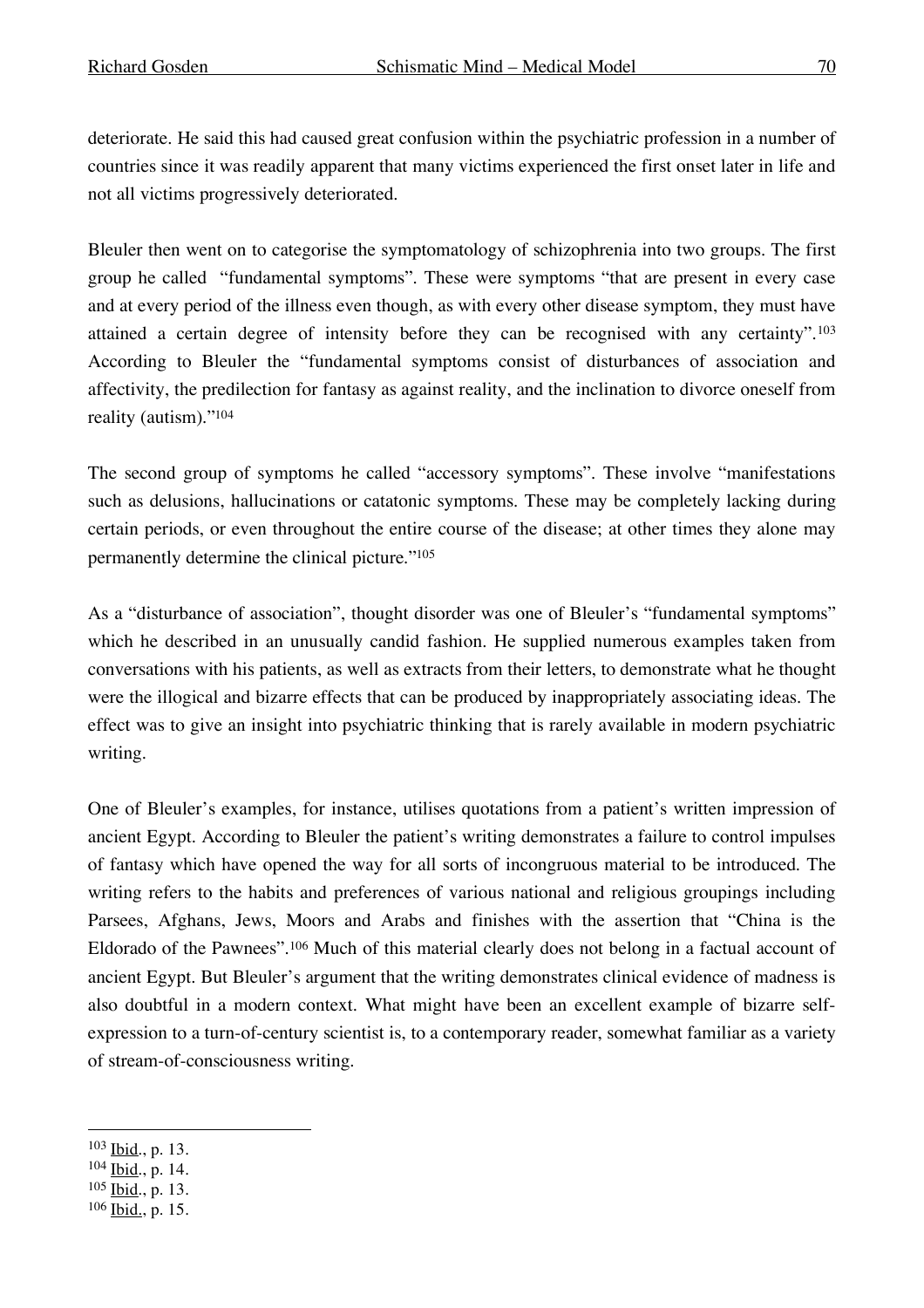deteriorate. He said this had caused great confusion within the psychiatric profession in a number of countries since it was readily apparent that many victims experienced the first onset later in life and not all victims progressively deteriorated.

Bleuler then went on to categorise the symptomatology of schizophrenia into two groups. The first group he called "fundamental symptoms". These were symptoms "that are present in every case and at every period of the illness even though, as with every other disease symptom, they must have attained a certain degree of intensity before they can be recognised with any certainty".[103] According to Bleuler the "fundamental symptoms consist of disturbances of association and affectivity, the predilection for fantasy as against reality, and the inclination to divorce oneself from reality (autism)."[104]

The second group of symptoms he called "accessory symptoms". These involve "manifestations such as delusions, hallucinations or catatonic symptoms. These may be completely lacking during certain periods, or even throughout the entire course of the disease; at other times they alone may permanently determine the clinical picture."[105]

As a "disturbance of association", thought disorder was one of Bleuler's "fundamental symptoms" which he described in an unusually candid fashion. He supplied numerous examples taken from conversations with his patients, as well as extracts from their letters, to demonstrate what he thought were the illogical and bizarre effects that can be produced by inappropriately associating ideas. The effect was to give an insight into psychiatric thinking that is rarely available in modern psychiatric writing.

One of Bleuler's examples, for instance, utilises quotations from a patient's written impression of ancient Egypt. According to Bleuler the patient's writing demonstrates a failure to control impulses of fantasy which have opened the way for all sorts of incongruous material to be introduced. The writing refers to the habits and preferences of various national and religious groupings including Parsees, Afghans, Jews, Moors and Arabs and finishes with the assertion that "China is the Eldorado of the Pawnees".[106] Much of this material clearly does not belong in a factual account of ancient Egypt. But Bleuler's argument that the writing demonstrates clinical evidence of madness is also doubtful in a modern context. What might have been an excellent example of bizarre self-expression to a turn-of-century scientist is, to a contemporary reader, somewhat familiar as a variety of stream-of-consciousness writing.

---

[103] Ibid., p. 13.
[104] Ibid., p. 14.
[105] Ibid., p. 13.
[106] Ibid., p. 15.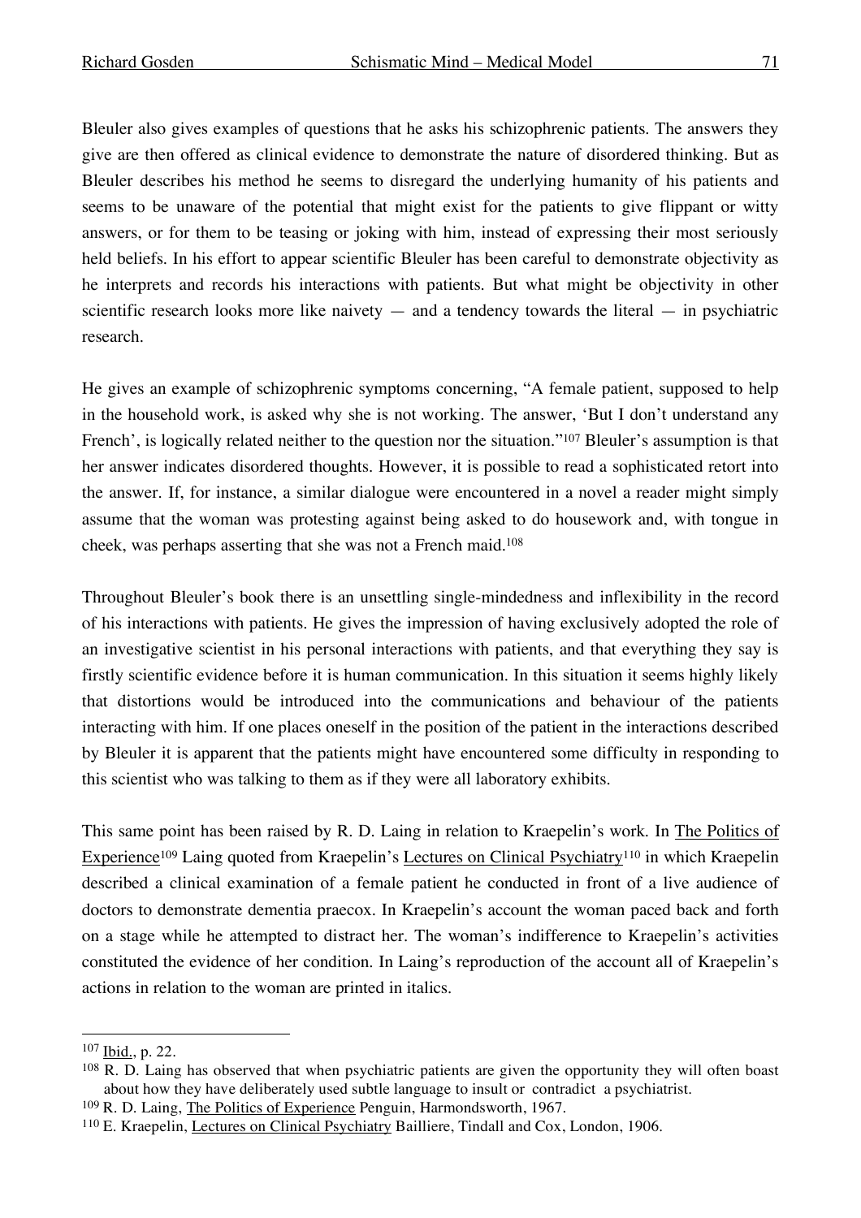Bleuler also gives examples of questions that he asks his schizophrenic patients. The answers they give are then offered as clinical evidence to demonstrate the nature of disordered thinking. But as Bleuler describes his method he seems to disregard the underlying humanity of his patients and seems to be unaware of the potential that might exist for the patients to give flippant or witty answers, or for them to be teasing or joking with him, instead of expressing their most seriously held beliefs. In his effort to appear scientific Bleuler has been careful to demonstrate objectivity as he interprets and records his interactions with patients. But what might be objectivity in other scientific research looks more like naivety — and a tendency towards the literal — in psychiatric research.

He gives an example of schizophrenic symptoms concerning, "A female patient, supposed to help in the household work, is asked why she is not working. The answer, 'But I don't understand any French', is logically related neither to the question nor the situation."[107] Bleuler's assumption is that her answer indicates disordered thoughts. However, it is possible to read a sophisticated retort into the answer. If, for instance, a similar dialogue were encountered in a novel a reader might simply assume that the woman was protesting against being asked to do housework and, with tongue in cheek, was perhaps asserting that she was not a French maid.[108]

Throughout Bleuler's book there is an unsettling single-mindedness and inflexibility in the record of his interactions with patients. He gives the impression of having exclusively adopted the role of an investigative scientist in his personal interactions with patients, and that everything they say is firstly scientific evidence before it is human communication. In this situation it seems highly likely that distortions would be introduced into the communications and behaviour of the patients interacting with him. If one places oneself in the position of the patient in the interactions described by Bleuler it is apparent that the patients might have encountered some difficulty in responding to this scientist who was talking to them as if they were all laboratory exhibits.

This same point has been raised by R. D. Laing in relation to Kraepelin's work. In The Politics of Experience[109] Laing quoted from Kraepelin's Lectures on Clinical Psychiatry[110] in which Kraepelin described a clinical examination of a female patient he conducted in front of a live audience of doctors to demonstrate dementia praecox. In Kraepelin's account the woman paced back and forth on a stage while he attempted to distract her. The woman's indifference to Kraepelin's activities constituted the evidence of her condition. In Laing's reproduction of the account all of Kraepelin's actions in relation to the woman are printed in italics.

---

[107] Ibid., p. 22.

[108] R. D. Laing has observed that when psychiatric patients are given the opportunity they will often boast about how they have deliberately used subtle language to insult or contradict a psychiatrist.

[109] R. D. Laing, The Politics of Experience Penguin, Harmondsworth, 1967.

[110] E. Kraepelin, Lectures on Clinical Psychiatry Bailliere, Tindall and Cox, London, 1906.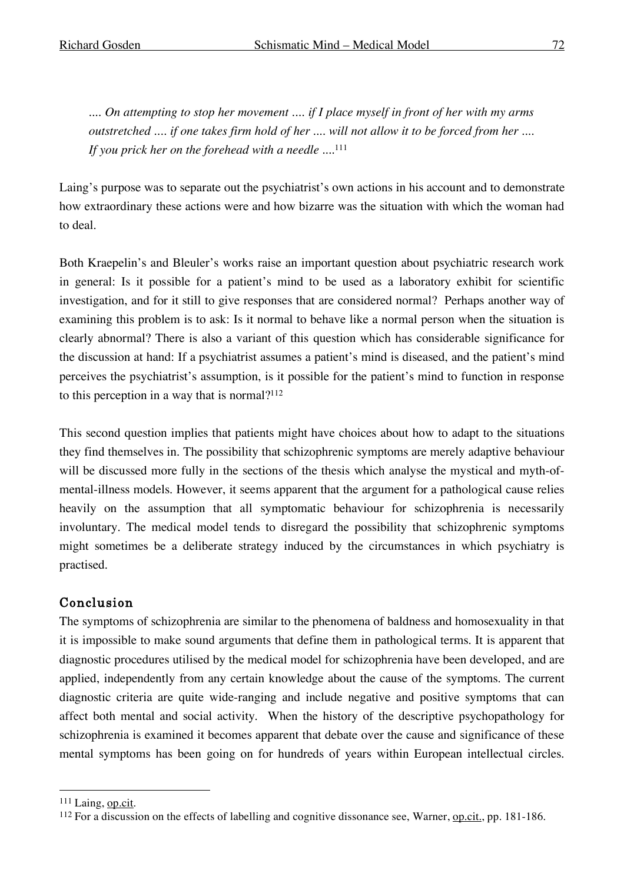*…. On attempting to stop her movement …. if I place myself in front of her with my arms outstretched …. if one takes firm hold of her …. will not allow it to be forced from her …. If you prick her on the forehead with a needle ….*[111]

Laing's purpose was to separate out the psychiatrist's own actions in his account and to demonstrate how extraordinary these actions were and how bizarre was the situation with which the woman had to deal.

Both Kraepelin's and Bleuler's works raise an important question about psychiatric research work in general: Is it possible for a patient's mind to be used as a laboratory exhibit for scientific investigation, and for it still to give responses that are considered normal? Perhaps another way of examining this problem is to ask: Is it normal to behave like a normal person when the situation is clearly abnormal? There is also a variant of this question which has considerable significance for the discussion at hand: If a psychiatrist assumes a patient's mind is diseased, and the patient's mind perceives the psychiatrist's assumption, is it possible for the patient's mind to function in response to this perception in a way that is normal?[112]

This second question implies that patients might have choices about how to adapt to the situations they find themselves in. The possibility that schizophrenic symptoms are merely adaptive behaviour will be discussed more fully in the sections of the thesis which analyse the mystical and myth-of-mental-illness models. However, it seems apparent that the argument for a pathological cause relies heavily on the assumption that all symptomatic behaviour for schizophrenia is necessarily involuntary. The medical model tends to disregard the possibility that schizophrenic symptoms might sometimes be a deliberate strategy induced by the circumstances in which psychiatry is practised.

## Conclusion

The symptoms of schizophrenia are similar to the phenomena of baldness and homosexuality in that it is impossible to make sound arguments that define them in pathological terms. It is apparent that diagnostic procedures utilised by the medical model for schizophrenia have been developed, and are applied, independently from any certain knowledge about the cause of the symptoms. The current diagnostic criteria are quite wide-ranging and include negative and positive symptoms that can affect both mental and social activity. When the history of the descriptive psychopathology for schizophrenia is examined it becomes apparent that debate over the cause and significance of these mental symptoms has been going on for hundreds of years within European intellectual circles.

---

[111] Laing, op.cit.

[112] For a discussion on the effects of labelling and cognitive dissonance see, Warner, op.cit., pp. 181-186.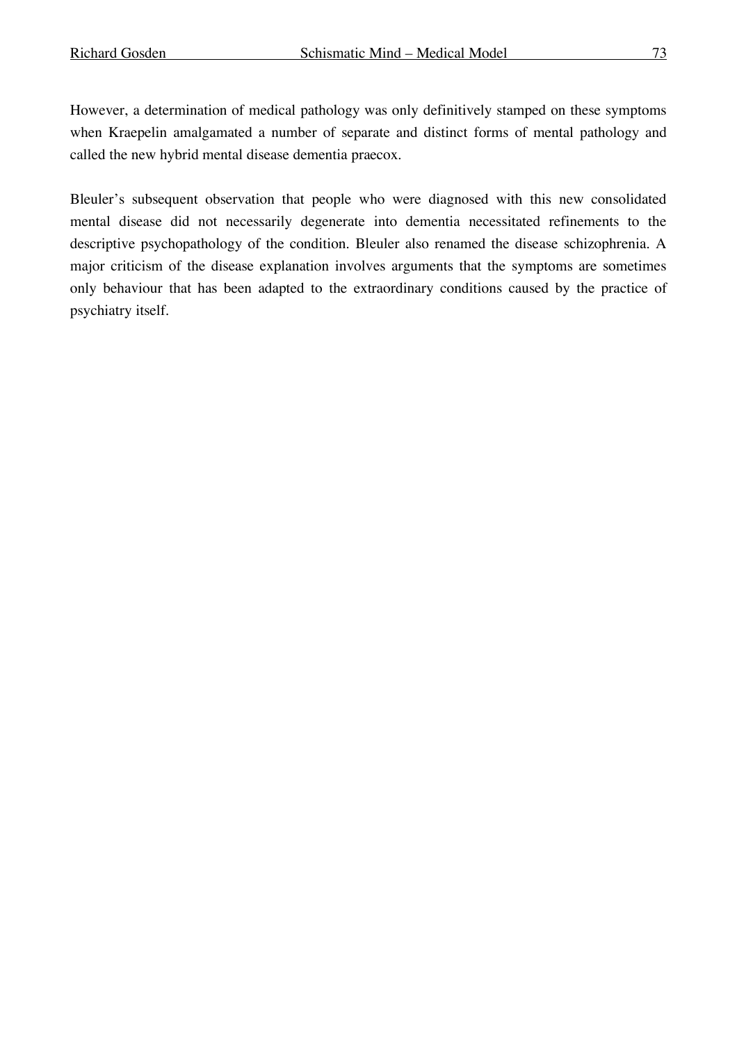However, a determination of medical pathology was only definitively stamped on these symptoms when Kraepelin amalgamated a number of separate and distinct forms of mental pathology and called the new hybrid mental disease dementia praecox.

Bleuler's subsequent observation that people who were diagnosed with this new consolidated mental disease did not necessarily degenerate into dementia necessitated refinements to the descriptive psychopathology of the condition. Bleuler also renamed the disease schizophrenia. A major criticism of the disease explanation involves arguments that the symptoms are sometimes only behaviour that has been adapted to the extraordinary conditions caused by the practice of psychiatry itself.